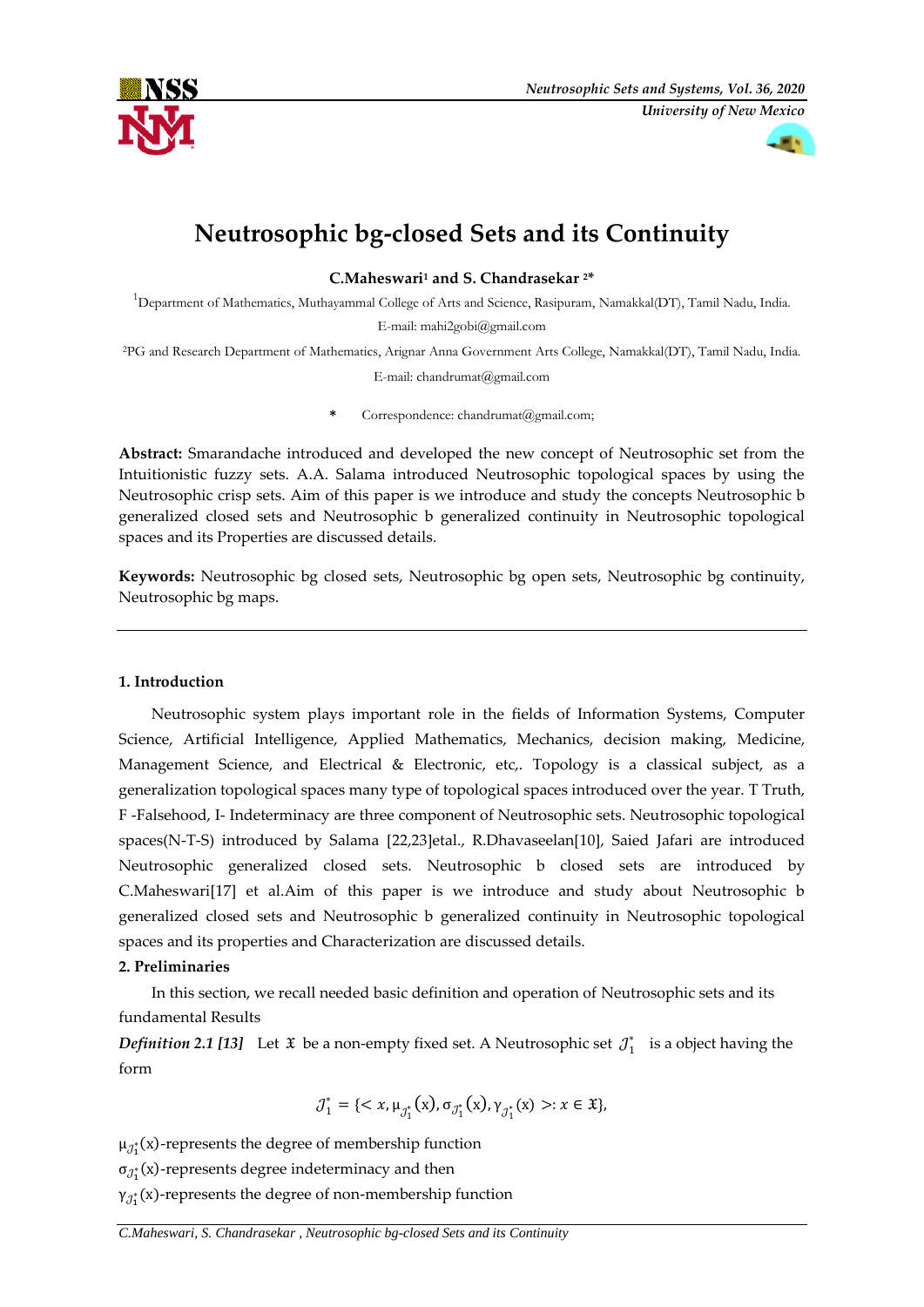# Neutrosophic bg-closed Sets and its Continuity

**C.Maheswari[1] and S. Chandrasekar [2]***

[1]Department of Mathematics, Muthayammal College of Arts and Science, Rasipuram, Namakkal(DT), Tamil Nadu, India.
E-mail: mahi2gobi@gmail.com

[2]PG and Research Department of Mathematics, Arignar Anna Government Arts College, Namakkal(DT), Tamil Nadu, India.
E-mail: chandrumat@gmail.com

\* Correspondence: chandrumat@gmail.com;

**Abstract:** Smarandache introduced and developed the new concept of Neutrosophic set from the Intuitionistic fuzzy sets. A.A. Salama introduced Neutrosophic topological spaces by using the Neutrosophic crisp sets. Aim of this paper is we introduce and study the concepts Neutrosophic b generalized closed sets and Neutrosophic b generalized continuity in Neutrosophic topological spaces and its Properties are discussed details.

**Keywords:** Neutrosophic bg closed sets, Neutrosophic bg open sets, Neutrosophic bg continuity, Neutrosophic bg maps.

---

## 1. Introduction

Neutrosophic system plays important role in the fields of Information Systems, Computer Science, Artificial Intelligence, Applied Mathematics, Mechanics, decision making, Medicine, Management Science, and Electrical & Electronic, etc,. Topology is a classical subject, as a generalization topological spaces many type of topological spaces introduced over the year. T Truth, F -Falsehood, I- Indeterminacy are three component of Neutrosophic sets. Neutrosophic topological spaces(N-T-S) introduced by Salama [22,23]etal., R.Dhavaseelan[10], Saied Jafari are introduced Neutrosophic generalized closed sets. Neutrosophic b closed sets are introduced by C.Maheswari[17] et al.Aim of this paper is we introduce and study about Neutrosophic b generalized closed sets and Neutrosophic b generalized continuity in Neutrosophic topological spaces and its properties and Characterization are discussed details.

## 2. Preliminaries

In this section, we recall needed basic definition and operation of Neutrosophic sets and its fundamental Results

***Definition 2.1 [13]*** Let $\mathfrak{X}$ be a non-empty fixed set. A Neutrosophic set $\mathcal{J}_1^*$ is a object having the form

$$\mathcal{J}_1^* = \{< x, \mu_{\mathcal{J}_1^*}(x), \sigma_{\mathcal{J}_1^*}(x), \gamma_{\mathcal{J}_1^*}(x) >: x \in \mathfrak{X}\},$$

$\mu_{\mathcal{J}_1^*}(x)$-represents the degree of membership function
$\sigma_{\mathcal{J}_1^*}(x)$-represents degree indeterminacy and then
$\gamma_{\mathcal{J}_1^*}(x)$-represents the degree of non-membership function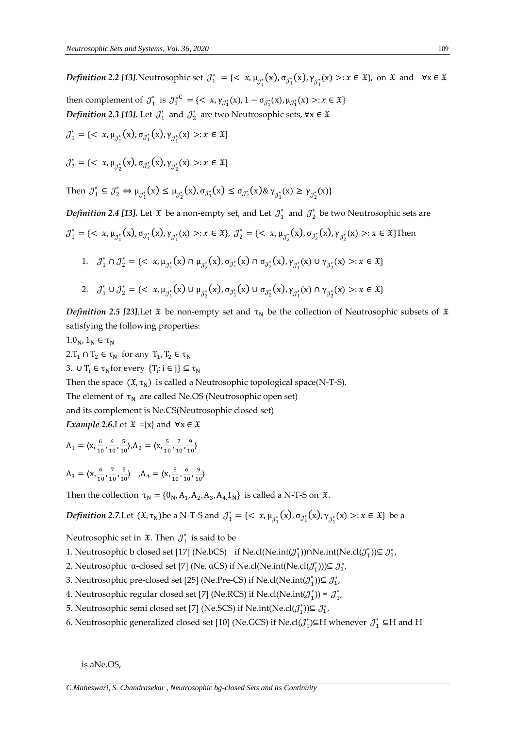***Definition 2.2 [13]***.Neutrosophic set $\mathcal{J}_1^* = \{< x, \mu_{\mathcal{J}_1^*}(x), \sigma_{\mathcal{J}_1^*}(x), \gamma_{\mathcal{J}_1^*}(x) >: x \in \mathfrak{X}\}$, on $\mathfrak{X}$ and $\forall x \in \mathfrak{X}$

then complement of $\mathcal{J}_1^*$ is $\mathcal{J}_1^{*C} = \{< x, \gamma_{\mathcal{J}_1^*}(x), 1 - \sigma_{\mathcal{J}_1^*}(x), \mu_{\mathcal{J}_1^*}(x) >: x \in \mathfrak{X}\}$

***Definition 2.3 [13].*** Let $\mathcal{J}_1^*$ and $\mathcal{J}_2^*$ are two Neutrosophic sets, $\forall x \in \mathfrak{X}$

$\mathcal{J}_1^* = \{< x, \mu_{\mathcal{J}_1^*}(x), \sigma_{\mathcal{J}_1^*}(x), \gamma_{\mathcal{J}_1^*}(x) >: x \in \mathfrak{X}\}$

$\mathcal{J}_2^* = \{< x, \mu_{\mathcal{J}_2^*}(x), \sigma_{\mathcal{J}_2^*}(x), \gamma_{\mathcal{J}_2^*}(x) >: x \in \mathfrak{X}\}$

Then $\mathcal{J}_1^* \subseteq \mathcal{J}_2^* \Leftrightarrow \mu_{\mathcal{J}_1^*}(x) \leq \mu_{\mathcal{J}_2^*}(x), \sigma_{\mathcal{J}_1^*}(x) \leq \sigma_{\mathcal{J}_2^*}(x) \,\&\, \gamma_{\mathcal{J}_1^*}(x) \geq \gamma_{\mathcal{J}_2^*}(x)\}$

***Definition 2.4 [13].*** Let $\mathfrak{X}$ be a non-empty set, and Let $\mathcal{J}_1^*$ and $\mathcal{J}_2^*$ be two Neutrosophic sets are

$\mathcal{J}_1^* = \{< x, \mu_{\mathcal{J}_1^*}(x), \sigma_{\mathcal{J}_1^*}(x), \gamma_{\mathcal{J}_1^*}(x) >: x \in \mathfrak{X}\}$, $\mathcal{J}_2^* = \{< x, \mu_{\mathcal{J}_2^*}(x), \sigma_{\mathcal{J}_2^*}(x), \gamma_{\mathcal{J}_2^*}(x) >: x \in \mathfrak{X}\}$Then

1. $\mathcal{J}_1^* \cap \mathcal{J}_2^* = \{< x, \mu_{\mathcal{J}_1^*}(x) \cap \mu_{\mathcal{J}_2^*}(x), \sigma_{\mathcal{J}_1^*}(x) \cap \sigma_{\mathcal{J}_2^*}(x), \gamma_{\mathcal{J}_1^*}(x) \cup \gamma_{\mathcal{J}_2^*}(x) >: x \in \mathfrak{X}\}$
2. $\mathcal{J}_1^* \cup \mathcal{J}_2^* = \{< x, \mu_{\mathcal{J}_1^*}(x) \cup \mu_{\mathcal{J}_2^*}(x), \sigma_{\mathcal{J}_1^*}(x) \cup \sigma_{\mathcal{J}_2^*}(x), \gamma_{\mathcal{J}_1^*}(x) \cap \gamma_{\mathcal{J}_2^*}(x) >: x \in \mathfrak{X}\}$

***Definition 2.5 [23]***.Let $\mathfrak{X}$ be non-empty set and $\tau_N$ be the collection of Neutrosophic subsets of $\mathfrak{X}$ satisfying the following properties:

1.$0_N, 1_N \in \tau_N$

2.$T_1 \cap T_2 \in \tau_N$ for any $T_1, T_2 \in \tau_N$

3. $\cup T_i \in \tau_N$for every $\{T_i: i \in j\} \subseteq \tau_N$

Then the space $(\mathfrak{X}, \tau_N)$ is called a Neutrosophic topological space(N-T-S).

The element of $\tau_N$ are called Ne.OS (Neutrosophic open set)

and its complement is Ne.CS(Neutrosophic closed set)

***Example 2.6.***Let $\mathfrak{X}$ ={x} and $\forall x \in \mathfrak{X}$

$A_1 = \langle x, \frac{6}{10}, \frac{6}{10}, \frac{5}{10} \rangle$,$A_2 = \langle x, \frac{5}{10}, \frac{7}{10}, \frac{9}{10} \rangle$

$A_3 = \langle x, \frac{6}{10}, \frac{7}{10}, \frac{5}{10} \rangle$ ,$A_4 = \langle x, \frac{5}{10}, \frac{6}{10}, \frac{9}{10} \rangle$

Then the collection $\tau_N = \{0_N, A_1, A_2, A_3, A_4, 1_N\}$ is called a N-T-S on $\mathfrak{X}$.

***Definition 2.7***.Let $(\mathfrak{X}, \tau_N)$be a N-T-S and $\mathcal{J}_1^* = \{< x, \mu_{\mathcal{J}_1^*}(x), \sigma_{\mathcal{J}_1^*}(x), \gamma_{\mathcal{J}_1^*}(x) >: x \in \mathfrak{X}\}$ be a

Neutrosophic set in $\mathfrak{X}$. Then $\mathcal{J}_1^*$ is said to be

1. Neutrosophic b closed set [17] (Ne.bCS) if Ne.cl(Ne.int($\mathcal{J}_1^*$))∩Ne.int(Ne.cl($\mathcal{J}_1^*$))⊆ $\mathcal{J}_1^*$,
2. Neutrosophic α-closed set [7] (Ne. αCS) if Ne.cl(Ne.int(Ne.cl($\mathcal{J}_1^*$)))⊆ $\mathcal{J}_1^*$,
3. Neutrosophic pre-closed set [25] (Ne.Pre-CS) if Ne.cl(Ne.int($\mathcal{J}_1^*$))⊆ $\mathcal{J}_1^*$,
4. Neutrosophic regular closed set [7] (Ne.RCS) if Ne.cl(Ne.int($\mathcal{J}_1^*$)) = $\mathcal{J}_1^*$,
5. Neutrosophic semi closed set [7] (Ne.SCS) if Ne.int(Ne.cl($\mathcal{J}_1^*$))⊆ $\mathcal{J}_1^*$,
6. Neutrosophic generalized closed set [10] (Ne.GCS) if Ne.cl($\mathcal{J}_1^*$)⊆H whenever $\mathcal{J}_1^*$ ⊆H and H is aNe.OS,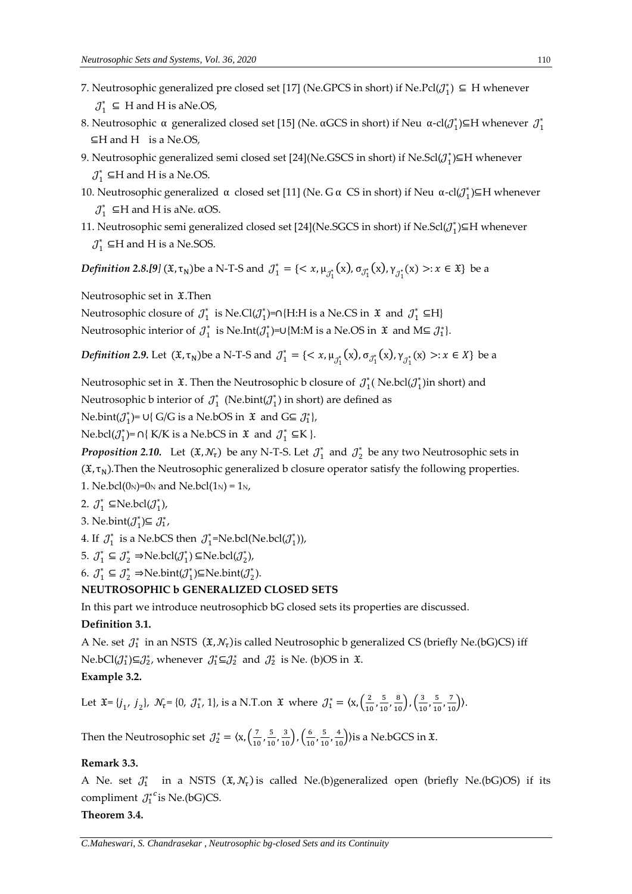7. Neutrosophic generalized pre closed set [17] (Ne.GPCS in short) if Ne.Pcl($\mathcal{J}_1^*$) $\subseteq$ H whenever $\mathcal{J}_1^*$ $\subseteq$ H and H is aNe.OS,

8. Neutrosophic α generalized closed set [15] (Ne. αGCS in short) if Neu α-cl($\mathcal{J}_1^*$)⊆H whenever $\mathcal{J}_1^*$ ⊆H and H is a Ne.OS,

9. Neutrosophic generalized semi closed set [24](Ne.GSCS in short) if Ne.Scl($\mathcal{J}_1^*$)⊆H whenever $\mathcal{J}_1^*$ ⊆H and H is a Ne.OS.

10. Neutrosophic generalized α closed set [11] (Ne. Gα CS in short) if Neu α-cl($\mathcal{J}_1^*$)⊆H whenever $\mathcal{J}_1^*$ ⊆H and H is aNe. αOS.

11. Neutrosophic semi generalized closed set [24](Ne.SGCS in short) if Ne.Scl($\mathcal{J}_1^*$)⊆H whenever $\mathcal{J}_1^*$ ⊆H and H is a Ne.SOS.

***Definition 2.8.[9]*** $(\mathfrak{X},\tau_N)$be a N-T-S and $\mathcal{J}_1^* = \{< x, \mu_{\mathcal{J}_1^*}(x), \sigma_{\mathcal{J}_1^*}(x), \gamma_{\mathcal{J}_1^*}(x) >: x \in \mathfrak{X}\}$ be a Neutrosophic set in $\mathfrak{X}$.Then

Neutrosophic closure of $\mathcal{J}_1^*$ is Ne.Cl($\mathcal{J}_1^*$)=∩{H:H is a Ne.CS in $\mathfrak{X}$ and $\mathcal{J}_1^*$ ⊆H}

Neutrosophic interior of $\mathcal{J}_1^*$ is Ne.Int($\mathcal{J}_1^*$)=∪{M:M is a Ne.OS in $\mathfrak{X}$ and M⊆ $\mathcal{J}_1^*$}.

***Definition 2.9.*** Let $(\mathfrak{X},\tau_N)$be a N-T-S and $\mathcal{J}_1^* = \{< x, \mu_{\mathcal{J}_1^*}(x), \sigma_{\mathcal{J}_1^*}(x), \gamma_{\mathcal{J}_1^*}(x) >: x \in X\}$ be a Neutrosophic set in $\mathfrak{X}$. Then the Neutrosophic b closure of $\mathcal{J}_1^*$( Ne.bcl($\mathcal{J}_1^*$)in short) and Neutrosophic b interior of $\mathcal{J}_1^*$ (Ne.bint($\mathcal{J}_1^*$) in short) are defined as

Ne.bint($\mathcal{J}_1^*$)= ∪{ G/G is a Ne.bOS in $\mathfrak{X}$ and G⊆ $\mathcal{J}_1^*$},

Ne.bcl($\mathcal{J}_1^*$)= ∩{ K/K is a Ne.bCS in $\mathfrak{X}$ and $\mathcal{J}_1^*$ ⊆K }.

***Proposition 2.10.*** Let $(\mathfrak{X},\mathcal{N}_\tau)$ be any N-T-S. Let $\mathcal{J}_1^*$ and $\mathcal{J}_2^*$ be any two Neutrosophic sets in $(\mathfrak{X},\tau_N)$.Then the Neutrosophic generalized b closure operator satisfy the following properties.

1. Ne.bcl($0_N$)=$0_N$ and Ne.bcl($1_N$) = $1_N$,
2. $\mathcal{J}_1^*$ ⊆Ne.bcl($\mathcal{J}_1^*$),
3. Ne.bint($\mathcal{J}_1^*$)⊆ $\mathcal{J}_1^*$,
4. If $\mathcal{J}_1^*$ is a Ne.bCS then $\mathcal{J}_1^*$=Ne.bcl(Ne.bcl($\mathcal{J}_1^*$)),
5. $\mathcal{J}_1^* \subseteq \mathcal{J}_2^*$ ⇒Ne.bcl($\mathcal{J}_1^*$) ⊆Ne.bcl($\mathcal{J}_2^*$),
6. $\mathcal{J}_1^* \subseteq \mathcal{J}_2^*$ ⇒Ne.bint($\mathcal{J}_1^*$)⊆Ne.bint($\mathcal{J}_2^*$).

**NEUTROSOPHIC b GENERALIZED CLOSED SETS**

In this part we introduce neutrosophicb bG closed sets its properties are discussed.

**Definition 3.1.**

A Ne. set $\mathcal{J}_1^*$ in an NSTS $(\mathfrak{X},\mathcal{N}_\tau)$is called Neutrosophic b generalized CS (briefly Ne.(bG)CS) iff Ne.bCl($\mathcal{J}_1^*$)⊆$\mathcal{J}_2^*$, whenever $\mathcal{J}_1^*$⊆$\mathcal{J}_2^*$ and $\mathcal{J}_2^*$ is Ne. (b)OS in $\mathfrak{X}$.

**Example 3.2.**

Let $\mathfrak{X}$= {$j_1$, $j_2$}, $\mathcal{N}_\tau$= {0, $\mathcal{J}_1^*$, 1}, is a N.T.on $\mathfrak{X}$ where $\mathcal{J}_1^* = \langle x, \left(\frac{2}{10}, \frac{5}{10}, \frac{8}{10}\right), \left(\frac{3}{10}, \frac{5}{10}, \frac{7}{10}\right)\rangle$.

Then the Neutrosophic set $\mathcal{J}_2^* = \langle x, \left(\frac{7}{10}, \frac{5}{10}, \frac{3}{10}\right), \left(\frac{6}{10}, \frac{5}{10}, \frac{4}{10}\right)\rangle$is a Ne.bGCS in $\mathfrak{X}$.

**Remark 3.3.**

A Ne. set $\mathcal{J}_1^*$ in a NSTS $(\mathfrak{X},\mathcal{N}_\tau)$ is called Ne.(b)generalized open (briefly Ne.(bG)OS) if its compliment ${\mathcal{J}_1^*}^c$is Ne.(bG)CS.

**Theorem 3.4.**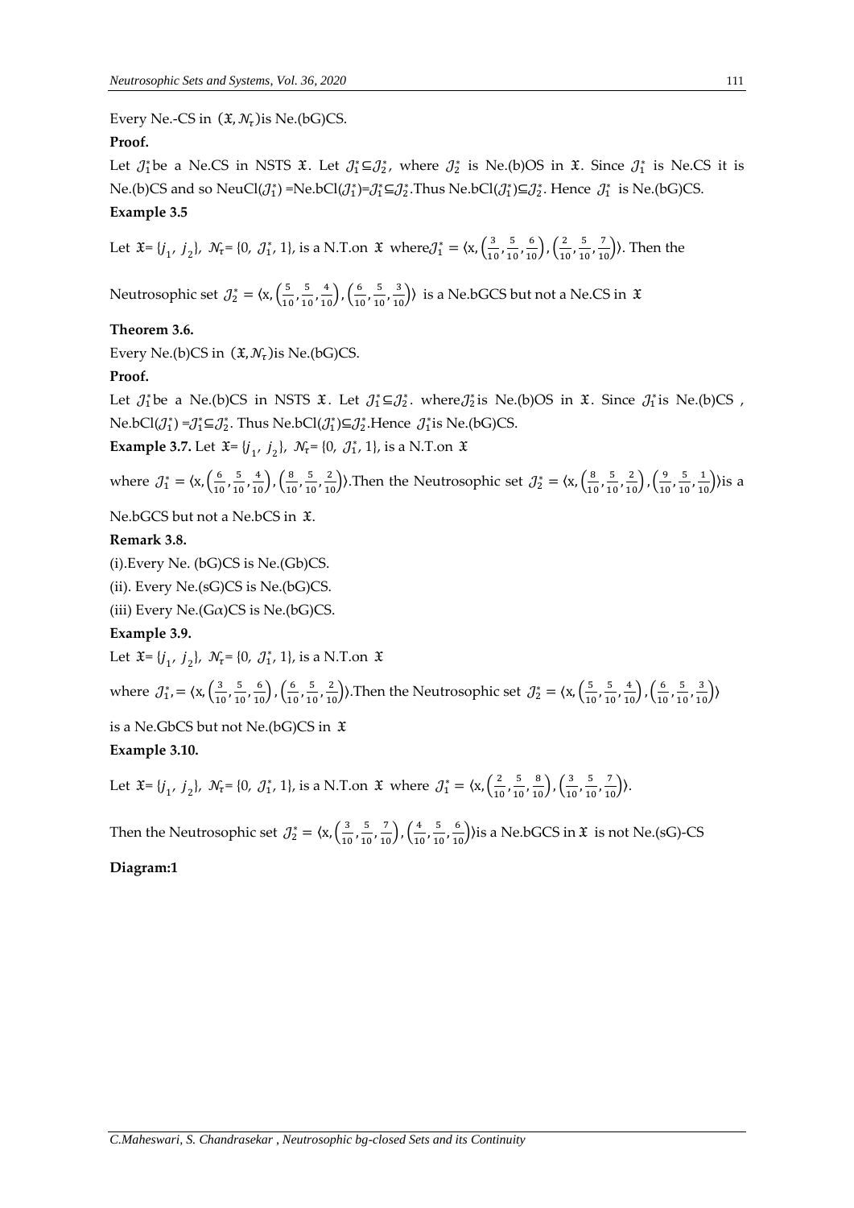Every Ne.-CS in $(\mathfrak{X}, \mathcal{N}_\tau)$is Ne.(bG)CS.

**Proof.**

Let $\mathcal{J}_1^*$be a Ne.CS in NSTS $\mathfrak{X}$. Let $\mathcal{J}_1^* \subseteq \mathcal{J}_2^*$, where $\mathcal{J}_2^*$ is Ne.(b)OS in $\mathfrak{X}$. Since $\mathcal{J}_1^*$ is Ne.CS it is Ne.(b)CS and so NeuCl($\mathcal{J}_1^*$) =Ne.bCl($\mathcal{J}_1^*$)=$\mathcal{J}_1^* \subseteq \mathcal{J}_2^*$.Thus Ne.bCl($\mathcal{J}_1^*$)$\subseteq \mathcal{J}_2^*$. Hence $\mathcal{J}_1^*$ is Ne.(bG)CS.

**Example 3.5**

Let $\mathfrak{X}$= $\{j_1, j_2\}$, $\mathcal{N}_\tau$= {0, $\mathcal{J}_1^*$, 1}, is a N.T.on $\mathfrak{X}$ where$\mathcal{J}_1^* = \langle x, \left(\frac{3}{10}, \frac{5}{10}, \frac{6}{10}\right), \left(\frac{2}{10}, \frac{5}{10}, \frac{7}{10}\right)\rangle$. Then the

Neutrosophic set $\mathcal{J}_2^* = \langle x, \left(\frac{5}{10}, \frac{5}{10}, \frac{4}{10}\right), \left(\frac{6}{10}, \frac{5}{10}, \frac{3}{10}\right)\rangle$ is a Ne.bGCS but not a Ne.CS in $\mathfrak{X}$

**Theorem 3.6.**

Every Ne.(b)CS in $(\mathfrak{X}, \mathcal{N}_\tau)$is Ne.(bG)CS.

**Proof.**

Let $\mathcal{J}_1^*$be a Ne.(b)CS in NSTS $\mathfrak{X}$. Let $\mathcal{J}_1^* \subseteq \mathcal{J}_2^*$. where$\mathcal{J}_2^*$is Ne.(b)OS in $\mathfrak{X}$. Since $\mathcal{J}_1^*$is Ne.(b)CS , Ne.bCl($\mathcal{J}_1^*$) =$\mathcal{J}_1^* \subseteq \mathcal{J}_2^*$. Thus Ne.bCl($\mathcal{J}_1^*$)$\subseteq \mathcal{J}_2^*$.Hence $\mathcal{J}_1^*$is Ne.(bG)CS.

**Example 3.7.** Let $\mathfrak{X}$= $\{j_1, j_2\}$, $\mathcal{N}_\tau$= {0, $\mathcal{J}_1^*$, 1}, is a N.T.on $\mathfrak{X}$

where $\mathcal{J}_1^* = \langle x, \left(\frac{6}{10}, \frac{5}{10}, \frac{4}{10}\right), \left(\frac{8}{10}, \frac{5}{10}, \frac{2}{10}\right)\rangle$.Then the Neutrosophic set $\mathcal{J}_2^* = \langle x, \left(\frac{8}{10}, \frac{5}{10}, \frac{2}{10}\right), \left(\frac{9}{10}, \frac{5}{10}, \frac{1}{10}\right)\rangle$is a Ne.bGCS but not a Ne.bCS in $\mathfrak{X}$.

**Remark 3.8.**

(i).Every Ne. (bG)CS is Ne.(Gb)CS.

(ii). Every Ne.(sG)CS is Ne.(bG)CS.

(iii) Every Ne.(G$\alpha$)CS is Ne.(bG)CS.

**Example 3.9.**

Let $\mathfrak{X}$= $\{j_1, j_2\}$, $\mathcal{N}_\tau$= {0, $\mathcal{J}_1^*$, 1}, is a N.T.on $\mathfrak{X}$

where $\mathcal{J}_1^*, = \langle x, \left(\frac{3}{10}, \frac{5}{10}, \frac{6}{10}\right), \left(\frac{6}{10}, \frac{5}{10}, \frac{2}{10}\right)\rangle$.Then the Neutrosophic set $\mathcal{J}_2^* = \langle x, \left(\frac{5}{10}, \frac{5}{10}, \frac{4}{10}\right), \left(\frac{6}{10}, \frac{5}{10}, \frac{3}{10}\right)\rangle$

is a Ne.GbCS but not Ne.(bG)CS in $\mathfrak{X}$

**Example 3.10.**

Let $\mathfrak{X}$= $\{j_1, j_2\}$, $\mathcal{N}_\tau$= {0, $\mathcal{J}_1^*$, 1}, is a N.T.on $\mathfrak{X}$ where $\mathcal{J}_1^* = \langle x, \left(\frac{2}{10}, \frac{5}{10}, \frac{8}{10}\right), \left(\frac{3}{10}, \frac{5}{10}, \frac{7}{10}\right)\rangle$.

Then the Neutrosophic set $\mathcal{J}_2^* = \langle x, \left(\frac{3}{10}, \frac{5}{10}, \frac{7}{10}\right), \left(\frac{4}{10}, \frac{5}{10}, \frac{6}{10}\right)\rangle$is a Ne.bGCS in $\mathfrak{X}$ is not Ne.(sG)-CS

**Diagram:1**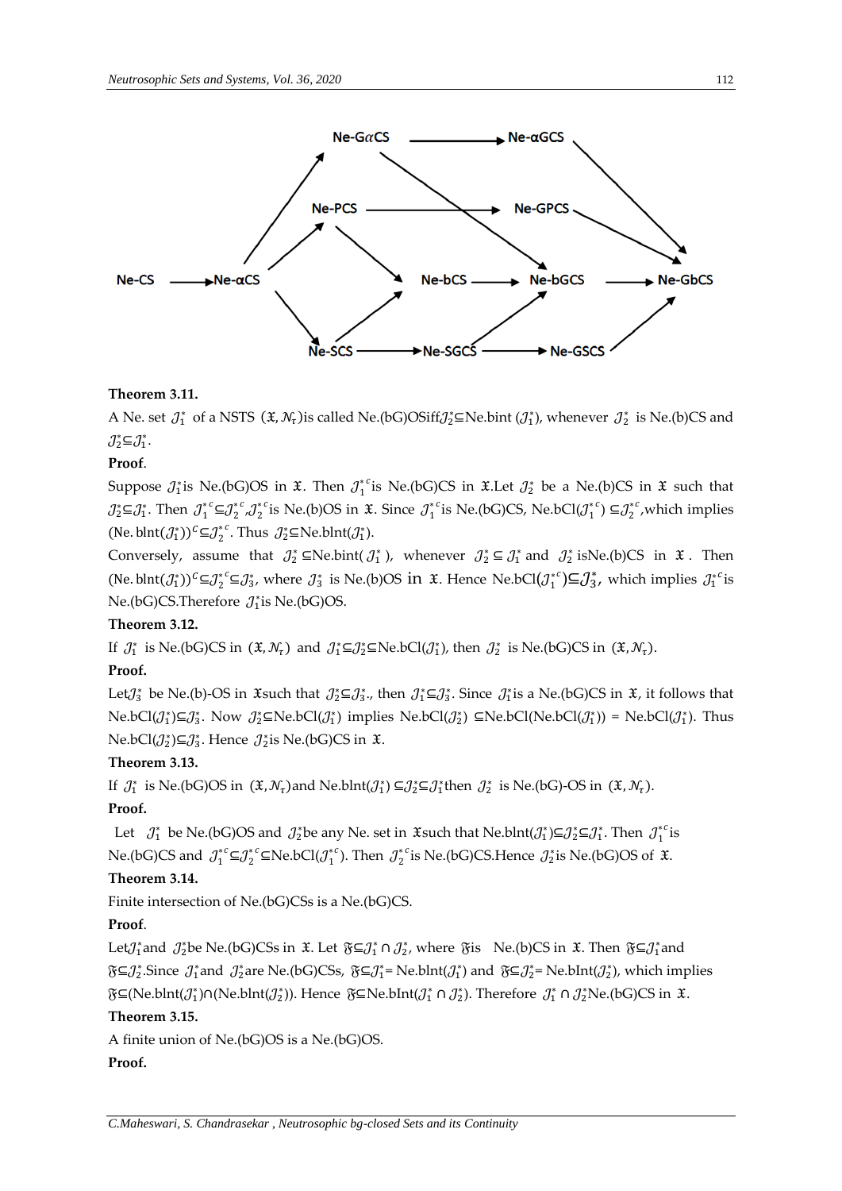Ne-CS → Ne-αCS → Ne-GαCS → Ne-αGCS → Ne-GbCS

Ne-αCS → Ne-PCS → Ne-GPCS → Ne-GbCS

Ne-PCS → Ne-bCS → Ne-bGCS → Ne-GbCS

Ne-GαCS → Ne-bGCS

Ne-αCS → Ne-SCS → Ne-bCS

Ne-SCS → Ne-SGCS → Ne-GSCS → Ne-GbCS

Ne-SGCS → Ne-bGCS

**Theorem 3.11.**

A Ne. set $\mathcal{J}_1^*$ of a NSTS $(\mathfrak{X}, \mathcal{N}_\tau)$is called Ne.(bG)OSiff$\mathcal{J}_2^* \subseteq$Ne.bint $(\mathcal{J}_1^*)$, whenever $\mathcal{J}_2^*$ is Ne.(b)CS and $\mathcal{J}_2^* \subseteq \mathcal{J}_1^*$.

**Proof**.

Suppose $\mathcal{J}_1^*$is Ne.(bG)OS in $\mathfrak{X}$. Then ${\mathcal{J}_1^*}^c$is Ne.(bG)CS in $\mathfrak{X}$.Let $\mathcal{J}_2^*$ be a Ne.(b)CS in $\mathfrak{X}$ such that $\mathcal{J}_2^* \subseteq \mathcal{J}_1^*$. Then ${\mathcal{J}_1^*}^c \subseteq {\mathcal{J}_2^*}^c$,${\mathcal{J}_2^*}^c$is Ne.(b)OS in $\mathfrak{X}$. Since ${\mathcal{J}_1^*}^c$is Ne.(bG)CS, Ne.bCl$({\mathcal{J}_1^*}^c) \subseteq {\mathcal{J}_2^*}^c$,which implies $(\text{Ne. bInt}(\mathcal{J}_1^*))^C \subseteq {\mathcal{J}_2^*}^c$. Thus $\mathcal{J}_2^* \subseteq$Ne.bInt$(\mathcal{J}_1^*)$.

Conversely, assume that $\mathcal{J}_2^* \subseteq$Ne.bint$(\mathcal{J}_1^*)$, whenever $\mathcal{J}_2^* \subseteq \mathcal{J}_1^*$ and $\mathcal{J}_2^*$ isNe.(b)CS in $\mathfrak{X}$. Then $(\text{Ne. bInt}(\mathcal{J}_1^*))^C \subseteq {\mathcal{J}_2^*}^c \subseteq \mathcal{J}_3^*$, where $\mathcal{J}_3^*$ is Ne.(b)OS in $\mathfrak{X}$. Hence Ne.bCl$({\mathcal{J}_1^*}^c) \subseteq \mathcal{J}_3^*$, which implies ${\mathcal{J}_1^*}^c$is Ne.(bG)CS.Therefore $\mathcal{J}_1^*$is Ne.(bG)OS.

**Theorem 3.12.**

If $\mathcal{J}_1^*$ is Ne.(bG)CS in $(\mathfrak{X}, \mathcal{N}_\tau)$ and $\mathcal{J}_1^* \subseteq \mathcal{J}_2^* \subseteq$Ne.bCl$(\mathcal{J}_1^*)$, then $\mathcal{J}_2^*$ is Ne.(bG)CS in $(\mathfrak{X}, \mathcal{N}_\tau)$.

**Proof.**

Let$\mathcal{J}_3^*$ be Ne.(b)-OS in $\mathfrak{X}$such that $\mathcal{J}_2^* \subseteq \mathcal{J}_3^*$., then $\mathcal{J}_1^* \subseteq \mathcal{J}_3^*$. Since $\mathcal{J}_1^*$is a Ne.(bG)CS in $\mathfrak{X}$, it follows that Ne.bCl$(\mathcal{J}_1^*) \subseteq \mathcal{J}_3^*$. Now $\mathcal{J}_2^* \subseteq$Ne.bCl$(\mathcal{J}_1^*)$ implies Ne.bCl$(\mathcal{J}_2^*) \subseteq$Ne.bCl(Ne.bCl$(\mathcal{J}_1^*)$) = Ne.bCl$(\mathcal{J}_1^*)$. Thus Ne.bCl$(\mathcal{J}_2^*) \subseteq \mathcal{J}_3^*$. Hence $\mathcal{J}_2^*$is Ne.(bG)CS in $\mathfrak{X}$.

**Theorem 3.13.**

If $\mathcal{J}_1^*$ is Ne.(bG)OS in $(\mathfrak{X}, \mathcal{N}_\tau)$and Ne.bInt$(\mathcal{J}_1^*) \subseteq \mathcal{J}_2^* \subseteq \mathcal{J}_1^*$then $\mathcal{J}_2^*$ is Ne.(bG)-OS in $(\mathfrak{X}, \mathcal{N}_\tau)$.

**Proof.**

Let $\mathcal{J}_1^*$ be Ne.(bG)OS and $\mathcal{J}_2^*$be any Ne. set in $\mathfrak{X}$such that Ne.bInt$(\mathcal{J}_1^*) \subseteq \mathcal{J}_2^* \subseteq \mathcal{J}_1^*$. Then ${\mathcal{J}_1^*}^c$is Ne.(bG)CS and ${\mathcal{J}_1^*}^c \subseteq {\mathcal{J}_2^*}^c \subseteq$Ne.bCl$({\mathcal{J}_1^*}^c)$. Then ${\mathcal{J}_2^*}^c$is Ne.(bG)CS.Hence $\mathcal{J}_2^*$is Ne.(bG)OS of $\mathfrak{X}$.

**Theorem 3.14.**

Finite intersection of Ne.(bG)CSs is a Ne.(bG)CS.

**Proof**.

Let$\mathcal{J}_1^*$and $\mathcal{J}_2^*$be Ne.(bG)CSs in $\mathfrak{X}$. Let $\mathfrak{F} \subseteq \mathcal{J}_1^* \cap \mathcal{J}_2^*$, where $\mathfrak{F}$is Ne.(b)CS in $\mathfrak{X}$. Then $\mathfrak{F} \subseteq \mathcal{J}_1^*$and $\mathfrak{F} \subseteq \mathcal{J}_2^*$.Since $\mathcal{J}_1^*$and $\mathcal{J}_2^*$are Ne.(bG)CSs, $\mathfrak{F} \subseteq \mathcal{J}_1^*$= Ne.bInt$(\mathcal{J}_1^*)$ and $\mathfrak{F} \subseteq \mathcal{J}_2^*$= Ne.bInt$(\mathcal{J}_2^*)$, which implies $\mathfrak{F} \subseteq$(Ne.bInt$(\mathcal{J}_1^*)$)∩(Ne.bInt$(\mathcal{J}_2^*)$). Hence $\mathfrak{F} \subseteq$Ne.bInt$(\mathcal{J}_1^* \cap \mathcal{J}_2^*)$. Therefore $\mathcal{J}_1^* \cap \mathcal{J}_2^*$Ne.(bG)CS in $\mathfrak{X}$.

**Theorem 3.15.**

A finite union of Ne.(bG)OS is a Ne.(bG)OS.

**Proof.**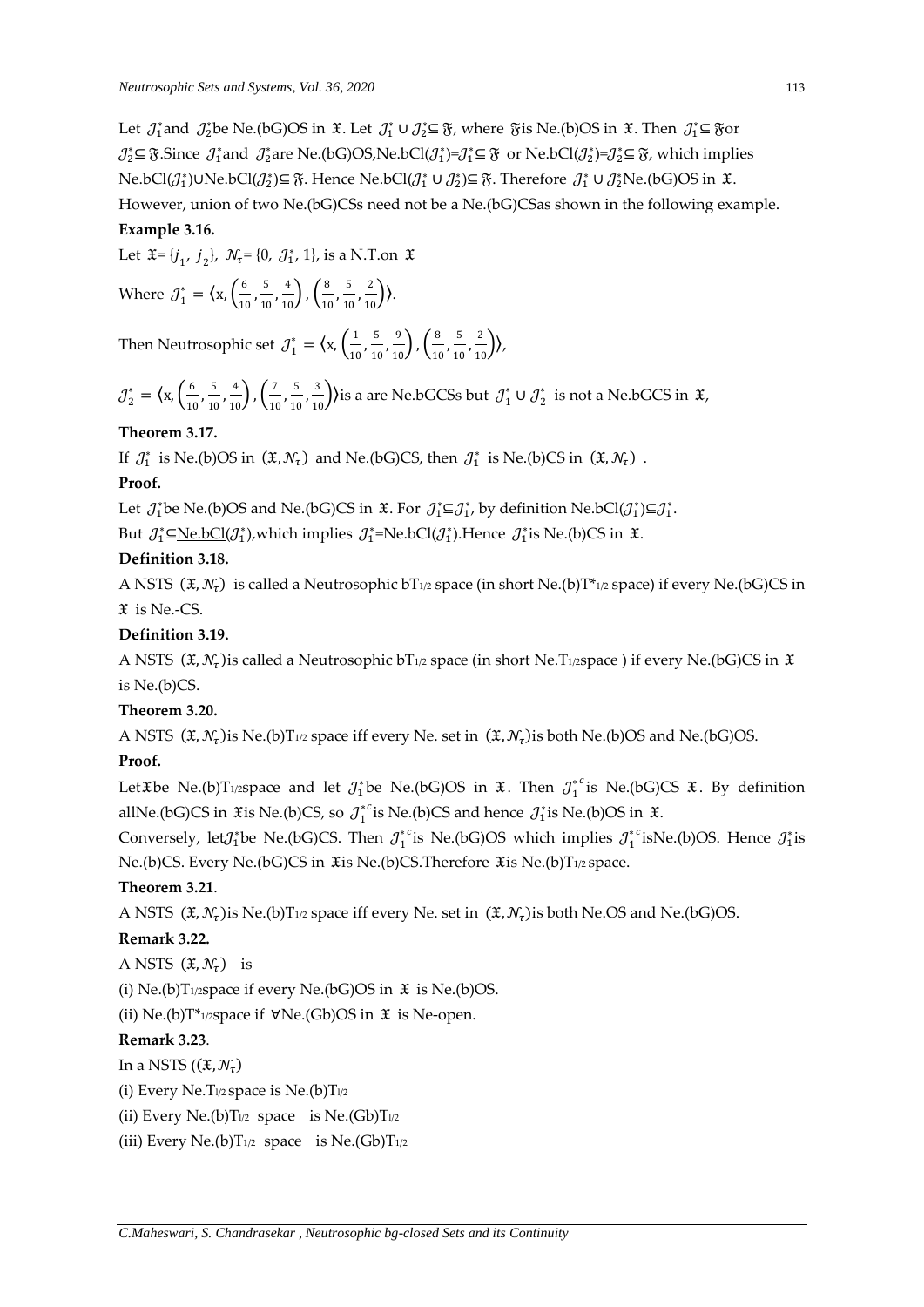Let $\mathcal{J}_1^*$ and $\mathcal{J}_2^*$ be Ne.(bG)OS in $\mathfrak{X}$. Let $\mathcal{J}_1^* \cup \mathcal{J}_2^* \subseteq \mathfrak{F}$, where $\mathfrak{F}$ is Ne.(b)OS in $\mathfrak{X}$. Then $\mathcal{J}_1^* \subseteq \mathfrak{F}$ or $\mathcal{J}_2^* \subseteq \mathfrak{F}$. Since $\mathcal{J}_1^*$ and $\mathcal{J}_2^*$ are Ne.(bG)OS, Ne.bCl($\mathcal{J}_1^*$)=$\mathcal{J}_1^* \subseteq \mathfrak{F}$ or Ne.bCl($\mathcal{J}_2^*$)=$\mathcal{J}_2^* \subseteq \mathfrak{F}$, which implies Ne.bCl($\mathcal{J}_1^*$)$\cup$Ne.bCl($\mathcal{J}_2^*$)$\subseteq \mathfrak{F}$. Hence Ne.bCl($\mathcal{J}_1^* \cup \mathcal{J}_2^*$)$\subseteq \mathfrak{F}$. Therefore $\mathcal{J}_1^* \cup \mathcal{J}_2^*$ Ne.(bG)OS in $\mathfrak{X}$.

However, union of two Ne.(bG)CSs need not be a Ne.(bG)CSas shown in the following example.

**Example 3.16.**

Let $\mathfrak{X}$= {$j_1$, $j_2$}, $\mathcal{N}_\tau$= {0, $\mathcal{J}_1^*$, 1}, is a N.T.on $\mathfrak{X}$

Where $\mathcal{J}_1^* = \langle x, \left(\frac{6}{10}, \frac{5}{10}, \frac{4}{10}\right), \left(\frac{8}{10}, \frac{5}{10}, \frac{2}{10}\right) \rangle$.

Then Neutrosophic set $\mathcal{J}_1^* = \langle x, \left(\frac{1}{10}, \frac{5}{10}, \frac{9}{10}\right), \left(\frac{8}{10}, \frac{5}{10}, \frac{2}{10}\right) \rangle$,

$\mathcal{J}_2^* = \langle x, \left(\frac{6}{10}, \frac{5}{10}, \frac{4}{10}\right), \left(\frac{7}{10}, \frac{5}{10}, \frac{3}{10}\right) \rangle$ is a are Ne.bGCSs but $\mathcal{J}_1^* \cup \mathcal{J}_2^*$ is not a Ne.bGCS in $\mathfrak{X}$,

**Theorem 3.17.**

If $\mathcal{J}_1^*$ is Ne.(b)OS in $(\mathfrak{X}, \mathcal{N}_\tau)$ and Ne.(bG)CS, then $\mathcal{J}_1^*$ is Ne.(b)CS in $(\mathfrak{X}, \mathcal{N}_\tau)$ .

**Proof.**

Let $\mathcal{J}_1^*$ be Ne.(b)OS and Ne.(bG)CS in $\mathfrak{X}$. For $\mathcal{J}_1^* \subseteq \mathcal{J}_1^*$, by definition Ne.bCl($\mathcal{J}_1^*$)$\subseteq \mathcal{J}_1^*$.

But $\mathcal{J}_1^* \subseteq$Ne.bCl($\mathcal{J}_1^*$),which implies $\mathcal{J}_1^*$=Ne.bCl($\mathcal{J}_1^*$).Hence $\mathcal{J}_1^*$ is Ne.(b)CS in $\mathfrak{X}$.

**Definition 3.18.**

A NSTS $(\mathfrak{X}, \mathcal{N}_\tau)$ is called a Neutrosophic b$T_{1/2}$ space (in short Ne.(b)$T^*_{1/2}$ space) if every Ne.(bG)CS in $\mathfrak{X}$ is Ne.-CS.

**Definition 3.19.**

A NSTS $(\mathfrak{X}, \mathcal{N}_\tau)$ is called a Neutrosophic b$T_{1/2}$ space (in short Ne.$T_{1/2}$space ) if every Ne.(bG)CS in $\mathfrak{X}$ is Ne.(b)CS.

**Theorem 3.20.**

A NSTS $(\mathfrak{X}, \mathcal{N}_\tau)$ is Ne.(b)$T_{1/2}$ space iff every Ne. set in $(\mathfrak{X}, \mathcal{N}_\tau)$ is both Ne.(b)OS and Ne.(bG)OS.

**Proof.**

Let $\mathfrak{X}$ be Ne.(b)$T_{1/2}$space and let $\mathcal{J}_1^*$ be Ne.(bG)OS in $\mathfrak{X}$. Then ${\mathcal{J}_1^*}^c$ is Ne.(bG)CS $\mathfrak{X}$. By definition allNe.(bG)CS in $\mathfrak{X}$is Ne.(b)CS, so ${\mathcal{J}_1^*}^c$ is Ne.(b)CS and hence $\mathcal{J}_1^*$ is Ne.(b)OS in $\mathfrak{X}$.

Conversely, let $\mathcal{J}_1^*$ be Ne.(bG)CS. Then ${\mathcal{J}_1^*}^c$ is Ne.(bG)OS which implies ${\mathcal{J}_1^*}^c$ isNe.(b)OS. Hence $\mathcal{J}_1^*$ is Ne.(b)CS. Every Ne.(bG)CS in $\mathfrak{X}$is Ne.(b)CS.Therefore $\mathfrak{X}$is Ne.(b)$T_{1/2}$ space.

**Theorem 3.21**.

A NSTS $(\mathfrak{X}, \mathcal{N}_\tau)$ is Ne.(b)$T_{1/2}$ space iff every Ne. set in $(\mathfrak{X}, \mathcal{N}_\tau)$ is both Ne.OS and Ne.(bG)OS.

**Remark 3.22.**

A NSTS $(\mathfrak{X}, \mathcal{N}_\tau)$ is

(i) Ne.(b)$T_{1/2}$space if every Ne.(bG)OS in $\mathfrak{X}$ is Ne.(b)OS.

(ii) Ne.(b)$T^*_{1/2}$space if $\forall$Ne.(Gb)OS in $\mathfrak{X}$ is Ne-open.

**Remark 3.23**.

In a NSTS $((\mathfrak{X}, \mathcal{N}_\tau)$

(i) Every Ne.$T_{1/2}$ space is Ne.(b)$T_{1/2}$

(ii) Every Ne.(b)$T_{1/2}$ space is Ne.(Gb)$T_{1/2}$

(iii) Every Ne.(b)$T_{1/2}$ space is Ne.(Gb)$T_{1/2}$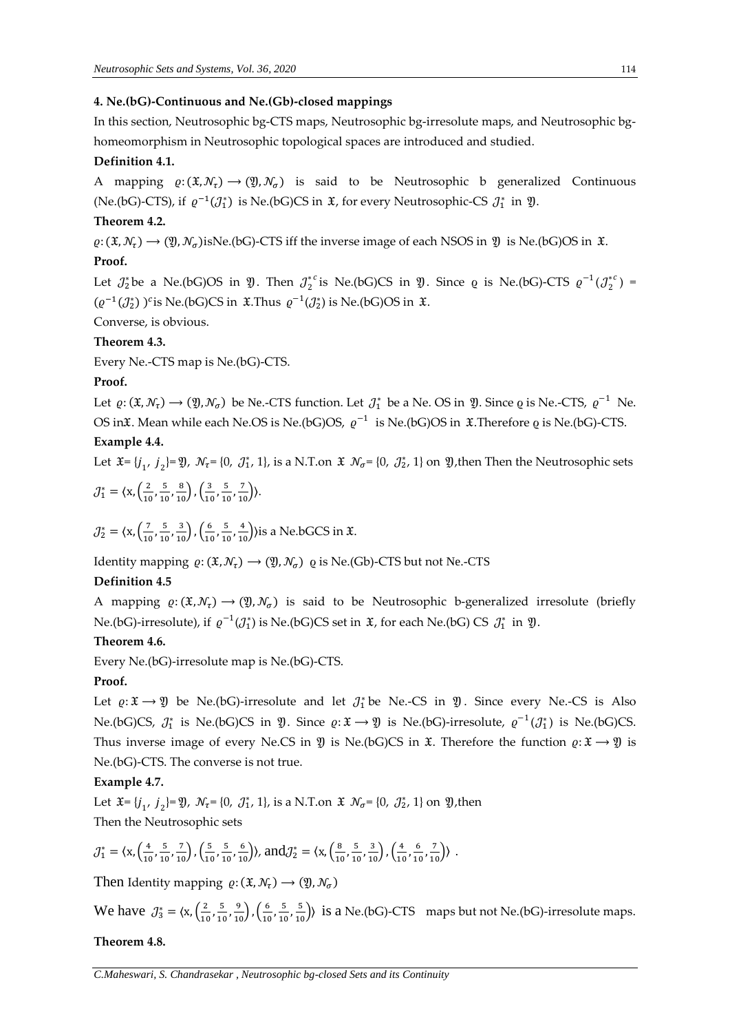**4. Ne.(bG)-Continuous and Ne.(Gb)-closed mappings**

In this section, Neutrosophic bg-CTS maps, Neutrosophic bg-irresolute maps, and Neutrosophic bg-homeomorphism in Neutrosophic topological spaces are introduced and studied.

**Definition 4.1.**

A mapping $\varrho: (\mathfrak{X}, \mathcal{N}_\tau) \longrightarrow (\mathfrak{Y}, \mathcal{N}_\sigma)$ is said to be Neutrosophic b generalized Continuous (Ne.(bG)-CTS), if $\varrho^{-1}(\mathcal{J}_1^*)$ is Ne.(bG)CS in $\mathfrak{X}$, for every Neutrosophic-CS $\mathcal{J}_1^*$ in $\mathfrak{Y}$.

**Theorem 4.2.**

$\varrho: (\mathfrak{X}, \mathcal{N}_\tau) \longrightarrow (\mathfrak{Y}, \mathcal{N}_\sigma)$isNe.(bG)-CTS iff the inverse image of each NSOS in $\mathfrak{Y}$ is Ne.(bG)OS in $\mathfrak{X}$.

**Proof.**

Let $\mathcal{J}_2^*$be a Ne.(bG)OS in $\mathfrak{Y}$. Then $\mathcal{J}_2^{*c}$is Ne.(bG)CS in $\mathfrak{Y}$. Since ϱ is Ne.(bG)-CTS $\varrho^{-1}(\mathcal{J}_2^{*c}) = (\varrho^{-1}(\mathcal{J}_2^*))^c$is Ne.(bG)CS in $\mathfrak{X}$.Thus $\varrho^{-1}(\mathcal{J}_2^*)$ is Ne.(bG)OS in $\mathfrak{X}$.

Converse, is obvious.

**Theorem 4.3.**

Every Ne.-CTS map is Ne.(bG)-CTS.

**Proof.**

Let $\varrho: (\mathfrak{X}, \mathcal{N}_\tau) \longrightarrow (\mathfrak{Y}, \mathcal{N}_\sigma)$ be Ne.-CTS function. Let $\mathcal{J}_1^*$ be a Ne. OS in $\mathfrak{Y}$. Since ϱ is Ne.-CTS, $\varrho^{-1}$ Ne. OS in$\mathfrak{X}$. Mean while each Ne.OS is Ne.(bG)OS, $\varrho^{-1}$ is Ne.(bG)OS in $\mathfrak{X}$.Therefore ϱ is Ne.(bG)-CTS.

**Example 4.4.**

Let $\mathfrak{X}= \{j_1, j_2\}= \mathfrak{Y}$, $\mathcal{N}_\tau= \{0, \mathcal{J}_1^*, 1\}$, is a N.T.on $\mathfrak{X}$ $\mathcal{N}_\sigma= \{0, \mathcal{J}_2^*, 1\}$ on $\mathfrak{Y}$,then Then the Neutrosophic sets

$\mathcal{J}_1^* = \langle x, \left(\frac{2}{10}, \frac{5}{10}, \frac{8}{10}\right), \left(\frac{3}{10}, \frac{5}{10}, \frac{7}{10}\right) \rangle$.

$\mathcal{J}_2^* = \langle x, \left(\frac{7}{10}, \frac{5}{10}, \frac{3}{10}\right), \left(\frac{6}{10}, \frac{5}{10}, \frac{4}{10}\right) \rangle$is a Ne.bGCS in $\mathfrak{X}$.

Identity mapping $\varrho: (\mathfrak{X}, \mathcal{N}_\tau) \longrightarrow (\mathfrak{Y}, \mathcal{N}_\sigma)$ ϱ is Ne.(Gb)-CTS but not Ne.-CTS

**Definition 4.5**

A mapping $\varrho: (\mathfrak{X}, \mathcal{N}_\tau) \longrightarrow (\mathfrak{Y}, \mathcal{N}_\sigma)$ is said to be Neutrosophic b-generalized irresolute (briefly Ne.(bG)-irresolute), if $\varrho^{-1}(\mathcal{J}_1^*)$ is Ne.(bG)CS set in $\mathfrak{X}$, for each Ne.(bG) CS $\mathcal{J}_1^*$ in $\mathfrak{Y}$.

**Theorem 4.6.**

Every Ne.(bG)-irresolute map is Ne.(bG)-CTS.

**Proof.**

Let $\varrho: \mathfrak{X} \longrightarrow \mathfrak{Y}$ be Ne.(bG)-irresolute and let $\mathcal{J}_1^*$be Ne.-CS in $\mathfrak{Y}$. Since every Ne.-CS is Also Ne.(bG)CS, $\mathcal{J}_1^*$ is Ne.(bG)CS in $\mathfrak{Y}$. Since $\varrho: \mathfrak{X} \longrightarrow \mathfrak{Y}$ is Ne.(bG)-irresolute, $\varrho^{-1}(\mathcal{J}_1^*)$ is Ne.(bG)CS. Thus inverse image of every Ne.CS in $\mathfrak{Y}$ is Ne.(bG)CS in $\mathfrak{X}$. Therefore the function $\varrho: \mathfrak{X} \longrightarrow \mathfrak{Y}$ is Ne.(bG)-CTS. The converse is not true.

**Example 4.7.**

Let $\mathfrak{X}= \{j_1, j_2\}= \mathfrak{Y}$, $\mathcal{N}_\tau= \{0, \mathcal{J}_1^*, 1\}$, is a N.T.on $\mathfrak{X}$ $\mathcal{N}_\sigma= \{0, \mathcal{J}_2^*, 1\}$ on $\mathfrak{Y}$,then

Then the Neutrosophic sets

$\mathcal{J}_1^* = \langle x, \left(\frac{4}{10}, \frac{5}{10}, \frac{7}{10}\right), \left(\frac{5}{10}, \frac{5}{10}, \frac{6}{10}\right) \rangle$, and$\mathcal{J}_2^* = \langle x, \left(\frac{8}{10}, \frac{5}{10}, \frac{3}{10}\right), \left(\frac{4}{10}, \frac{6}{10}, \frac{7}{10}\right) \rangle$ .

Then Identity mapping $\varrho: (\mathfrak{X}, \mathcal{N}_\tau) \longrightarrow (\mathfrak{Y}, \mathcal{N}_\sigma)$

We have $\mathcal{J}_3^* = \langle x, \left(\frac{2}{10}, \frac{5}{10}, \frac{9}{10}\right), \left(\frac{6}{10}, \frac{5}{10}, \frac{5}{10}\right) \rangle$ is a Ne.(bG)-CTS maps but not Ne.(bG)-irresolute maps.

**Theorem 4.8.**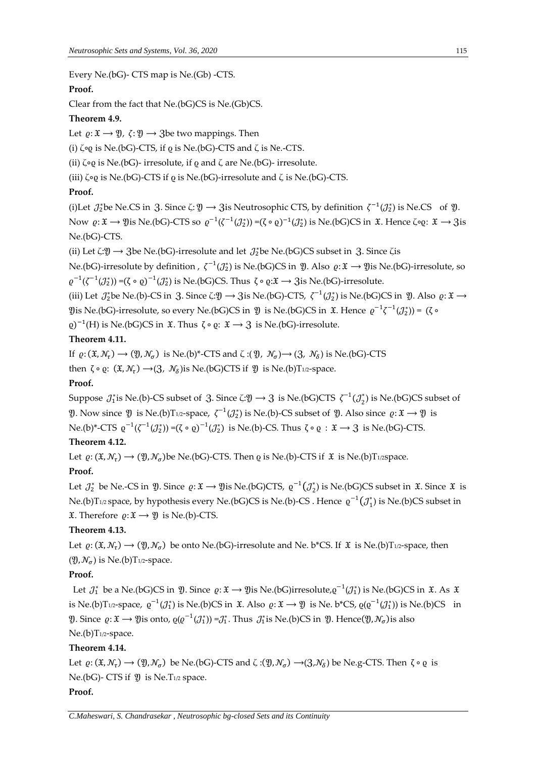Every Ne.(bG)- CTS map is Ne.(Gb) -CTS.

**Proof.**

Clear from the fact that Ne.(bG)CS is Ne.(Gb)CS.

**Theorem 4.9.**

Let $\varrho: \mathfrak{X} \longrightarrow \mathfrak{Y}$, $\zeta: \mathfrak{Y} \longrightarrow \mathfrak{Z}$be two mappings. Then

(i) $\zeta \circ \varrho$ is Ne.(bG)-CTS, if $\varrho$ is Ne.(bG)-CTS and $\zeta$ is Ne.-CTS.

(ii) $\zeta \circ \varrho$ is Ne.(bG)- irresolute, if $\varrho$ and $\zeta$ are Ne.(bG)- irresolute.

(iii) $\zeta \circ \varrho$ is Ne.(bG)-CTS if $\varrho$ is Ne.(bG)-irresolute and $\zeta$ is Ne.(bG)-CTS.

**Proof.**

(i)Let $\mathcal{J}_2^*$be Ne.CS in $\mathfrak{Z}$. Since $\zeta: \mathfrak{Y} \longrightarrow \mathfrak{Z}$is Neutrosophic CTS, by definition $\zeta^{-1}(\mathcal{J}_2^*)$ is Ne.CS of $\mathfrak{Y}$. Now $\varrho: \mathfrak{X} \longrightarrow \mathfrak{Y}$is Ne.(bG)-CTS so $\varrho^{-1}(\zeta^{-1}(\mathcal{J}_2^*))$ =$(\zeta \circ \varrho)^{-1}(\mathcal{J}_2^*)$ is Ne.(bG)CS in $\mathfrak{X}$. Hence $\zeta \circ \varrho$: $\mathfrak{X} \longrightarrow \mathfrak{Z}$is Ne.(bG)-CTS.

(ii) Let $\zeta: \mathfrak{Y} \longrightarrow \mathfrak{Z}$be Ne.(bG)-irresolute and let $\mathcal{J}_2^*$be Ne.(bG)CS subset in $\mathfrak{Z}$. Since $\zeta$is Ne.(bG)-irresolute by definition , $\zeta^{-1}(\mathcal{J}_2^*)$ is Ne.(bG)CS in $\mathfrak{Y}$. Also $\varrho: \mathfrak{X} \longrightarrow \mathfrak{Y}$is Ne.(bG)-irresolute, so $\varrho^{-1}(\zeta^{-1}(\mathcal{J}_2^*))$ =$(\zeta \circ \varrho)^{-1}(\mathcal{J}_2^*)$ is Ne.(bG)CS. Thus $\zeta \circ \varrho$:$\mathfrak{X} \longrightarrow \mathfrak{Z}$is Ne.(bG)-irresolute.

(iii) Let $\mathcal{J}_2^*$be Ne.(b)-CS in $\mathfrak{Z}$. Since $\zeta: \mathfrak{Y} \longrightarrow \mathfrak{Z}$is Ne.(bG)-CTS, $\zeta^{-1}(\mathcal{J}_2^*)$ is Ne.(bG)CS in $\mathfrak{Y}$. Also $\varrho: \mathfrak{X} \longrightarrow \mathfrak{Y}$is Ne.(bG)-irresolute, so every Ne.(bG)CS in $\mathfrak{Y}$ is Ne.(bG)CS in $\mathfrak{X}$. Hence $\varrho^{-1}\zeta^{-1}(\mathcal{J}_2^*))$ = $(\zeta \circ \varrho)^{-1}$(H) is Ne.(bG)CS in $\mathfrak{X}$. Thus $\zeta \circ \varrho$: $\mathfrak{X} \longrightarrow \mathfrak{Z}$ is Ne.(bG)-irresolute.

**Theorem 4.11.**

If $\varrho: (\mathfrak{X}, \mathcal{N}_\tau) \longrightarrow (\mathfrak{Y}, \mathcal{N}_\sigma)$ is Ne.(b)*-CTS and $\zeta$ :$(\mathfrak{Y}, \mathcal{N}_\sigma) \longrightarrow (\mathfrak{Z}, \mathcal{N}_\delta)$ is Ne.(bG)-CTS then $\zeta \circ \varrho$: $(\mathfrak{X}, \mathcal{N}_\tau) \longrightarrow (\mathfrak{Z}, \mathcal{N}_\delta)$is Ne.(bG)CTS if $\mathfrak{Y}$ is Ne.(b)$T_{1/2}$-space.

**Proof.**

Suppose $\mathcal{J}_1^*$is Ne.(b)-CS subset of $\mathfrak{Z}$. Since $\zeta: \mathfrak{Y} \longrightarrow \mathfrak{Z}$ is Ne.(bG)CTS $\zeta^{-1}(\mathcal{J}_2^*)$ is Ne.(bG)CS subset of $\mathfrak{Y}$. Now since $\mathfrak{Y}$ is Ne.(b)$T_{1/2}$-space, $\zeta^{-1}(\mathcal{J}_2^*)$ is Ne.(b)-CS subset of $\mathfrak{Y}$. Also since $\varrho: \mathfrak{X} \longrightarrow \mathfrak{Y}$ is Ne.(b)*-CTS $\varrho^{-1}(\zeta^{-1}(\mathcal{J}_2^*))$ =$(\zeta \circ \varrho)^{-1}(\mathcal{J}_2^*)$ is Ne.(b)-CS. Thus $\zeta \circ \varrho$ : $\mathfrak{X} \longrightarrow \mathfrak{Z}$ is Ne.(bG)-CTS.

**Theorem 4.12.**

Let $\varrho: (\mathfrak{X}, \mathcal{N}_\tau) \longrightarrow (\mathfrak{Y}, \mathcal{N}_\sigma)$be Ne.(bG)-CTS. Then $\varrho$ is Ne.(b)-CTS if $\mathfrak{X}$ is Ne.(b)$T_{1/2}$space.

**Proof.**

Let $\mathcal{J}_2^*$ be Ne.-CS in $\mathfrak{Y}$. Since $\varrho: \mathfrak{X} \longrightarrow \mathfrak{Y}$is Ne.(bG)CTS, $\varrho^{-1}(\mathcal{J}_2^*)$ is Ne.(bG)CS subset in $\mathfrak{X}$. Since $\mathfrak{X}$ is Ne.(b)$T_{1/2}$ space, by hypothesis every Ne.(bG)CS is Ne.(b)-CS . Hence $\varrho^{-1}(\mathcal{J}_1^*)$ is Ne.(b)CS subset in $\mathfrak{X}$. Therefore $\varrho: \mathfrak{X} \longrightarrow \mathfrak{Y}$ is Ne.(b)-CTS.

**Theorem 4.13.**

Let $\varrho: (\mathfrak{X}, \mathcal{N}_\tau) \longrightarrow (\mathfrak{Y}, \mathcal{N}_\sigma)$ be onto Ne.(bG)-irresolute and Ne. b*CS. If $\mathfrak{X}$ is Ne.(b)$T_{1/2}$-space, then $(\mathfrak{Y}, \mathcal{N}_\sigma)$ is Ne.(b)$T_{1/2}$-space.

**Proof.**

Let $\mathcal{J}_1^*$ be a Ne.(bG)CS in $\mathfrak{Y}$. Since $\varrho: \mathfrak{X} \longrightarrow \mathfrak{Y}$is Ne.(bG)irresolute,$\varrho^{-1}(\mathcal{J}_1^*)$ is Ne.(bG)CS in $\mathfrak{X}$. As $\mathfrak{X}$ is Ne.(b)$T_{1/2}$-space, $\varrho^{-1}(\mathcal{J}_1^*)$ is Ne.(b)CS in $\mathfrak{X}$. Also $\varrho: \mathfrak{X} \longrightarrow \mathfrak{Y}$ is Ne. b*CS, $\varrho(\varrho^{-1}(\mathcal{J}_1^*))$ is Ne.(b)CS in $\mathfrak{Y}$. Since $\varrho: \mathfrak{X} \longrightarrow \mathfrak{Y}$is onto, $\varrho(\varrho^{-1}(\mathcal{J}_1^*))$ =$\mathcal{J}_1^*$. Thus $\mathcal{J}_1^*$is Ne.(b)CS in $\mathfrak{Y}$. Hence$(\mathfrak{Y}, \mathcal{N}_\sigma)$is also Ne.(b)$T_{1/2}$-space.

**Theorem 4.14.**

Let $\varrho: (\mathfrak{X}, \mathcal{N}_\tau) \longrightarrow (\mathfrak{Y}, \mathcal{N}_\sigma)$ be Ne.(bG)-CTS and $\zeta$ :$(\mathfrak{Y}, \mathcal{N}_\sigma) \longrightarrow (\mathfrak{Z}, \mathcal{N}_\delta)$ be Ne.g-CTS. Then $\zeta \circ \varrho$ is Ne.(bG)- CTS if $\mathfrak{Y}$ is Ne.$T_{1/2}$ space.

**Proof.**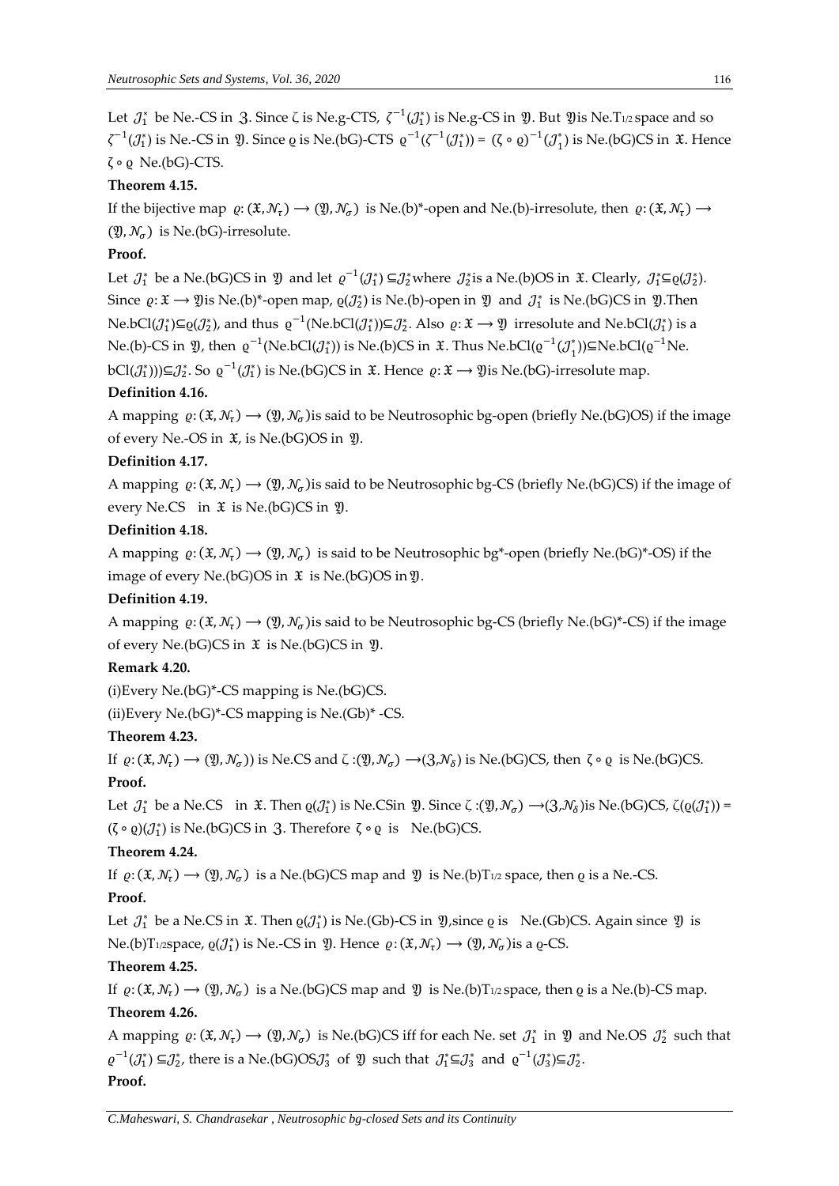Let $\mathcal{J}_1^*$ be Ne.-CS in $\mathfrak{Z}$. Since $\zeta$ is Ne.g-CTS, $\zeta^{-1}(\mathcal{J}_1^*)$ is Ne.g-CS in $\mathfrak{Y}$. But $\mathfrak{Y}$is Ne.$T_{1/2}$ space and so $\zeta^{-1}(\mathcal{J}_1^*)$ is Ne.-CS in $\mathfrak{Y}$. Since $\varrho$ is Ne.(bG)-CTS $\varrho^{-1}(\zeta^{-1}(\mathcal{J}_1^*)) = (\zeta\circ\varrho)^{-1}(\mathcal{J}_1^*)$ is Ne.(bG)CS in $\mathfrak{X}$. Hence $\zeta\circ\varrho$ Ne.(bG)-CTS.

**Theorem 4.15.**

If the bijective map $\varrho:(\mathfrak{X},\mathcal{N}_\tau)\longrightarrow(\mathfrak{Y},\mathcal{N}_\sigma)$ is Ne.(b)*-open and Ne.(b)-irresolute, then $\varrho:(\mathfrak{X},\mathcal{N}_\tau)\longrightarrow(\mathfrak{Y},\mathcal{N}_\sigma)$ is Ne.(bG)-irresolute.

**Proof.**

Let $\mathcal{J}_1^*$ be a Ne.(bG)CS in $\mathfrak{Y}$ and let $\varrho^{-1}(\mathcal{J}_1^*)\subseteq\mathcal{J}_2^*$where $\mathcal{J}_2^*$is a Ne.(b)OS in $\mathfrak{X}$. Clearly, $\mathcal{J}_1^*\subseteq\varrho(\mathcal{J}_2^*)$. Since $\varrho:\mathfrak{X}\longrightarrow\mathfrak{Y}$is Ne.(b)*-open map, $\varrho(\mathcal{J}_2^*)$ is Ne.(b)-open in $\mathfrak{Y}$ and $\mathcal{J}_1^*$ is Ne.(bG)CS in $\mathfrak{Y}$.Then Ne.bCl$(\mathcal{J}_1^*)\subseteq\varrho(\mathcal{J}_2^*)$, and thus $\varrho^{-1}(\text{Ne.bCl}(\mathcal{J}_1^*))\subseteq\mathcal{J}_2^*$. Also $\varrho:\mathfrak{X}\longrightarrow\mathfrak{Y}$ irresolute and Ne.bCl$(\mathcal{J}_1^*)$ is a Ne.(b)-CS in $\mathfrak{Y}$, then $\varrho^{-1}(\text{Ne.bCl}(\mathcal{J}_1^*))$ is Ne.(b)CS in $\mathfrak{X}$. Thus Ne.bCl$(\varrho^{-1}(\mathcal{J}_1^*))\subseteq$Ne.bCl$(\varrho^{-1}$Ne.bCl$(\mathcal{J}_1^*)))\subseteq\mathcal{J}_2^*$. So $\varrho^{-1}(\mathcal{J}_1^*)$ is Ne.(bG)CS in $\mathfrak{X}$. Hence $\varrho:\mathfrak{X}\longrightarrow\mathfrak{Y}$is Ne.(bG)-irresolute map.

**Definition 4.16.**

A mapping $\varrho:(\mathfrak{X},\mathcal{N}_\tau)\longrightarrow(\mathfrak{Y},\mathcal{N}_\sigma)$is said to be Neutrosophic bg-open (briefly Ne.(bG)OS) if the image of every Ne.-OS in $\mathfrak{X}$, is Ne.(bG)OS in $\mathfrak{Y}$.

**Definition 4.17.**

A mapping $\varrho:(\mathfrak{X},\mathcal{N}_\tau)\longrightarrow(\mathfrak{Y},\mathcal{N}_\sigma)$is said to be Neutrosophic bg-CS (briefly Ne.(bG)CS) if the image of every Ne.CS in $\mathfrak{X}$ is Ne.(bG)CS in $\mathfrak{Y}$.

**Definition 4.18.**

A mapping $\varrho:(\mathfrak{X},\mathcal{N}_\tau)\longrightarrow(\mathfrak{Y},\mathcal{N}_\sigma)$ is said to be Neutrosophic bg*-open (briefly Ne.(bG)*-OS) if the image of every Ne.(bG)OS in $\mathfrak{X}$ is Ne.(bG)OS in $\mathfrak{Y}$.

**Definition 4.19.**

A mapping $\varrho:(\mathfrak{X},\mathcal{N}_\tau)\longrightarrow(\mathfrak{Y},\mathcal{N}_\sigma)$is said to be Neutrosophic bg-CS (briefly Ne.(bG)*-CS) if the image of every Ne.(bG)CS in $\mathfrak{X}$ is Ne.(bG)CS in $\mathfrak{Y}$.

**Remark 4.20.**

(i)Every Ne.(bG)*-CS mapping is Ne.(bG)CS.

(ii)Every Ne.(bG)*-CS mapping is Ne.(Gb)* -CS.

**Theorem 4.23.**

If $\varrho:(\mathfrak{X},\mathcal{N}_\tau)\longrightarrow(\mathfrak{Y},\mathcal{N}_\sigma))$ is Ne.CS and $\zeta:(\mathfrak{Y},\mathcal{N}_\sigma)\longrightarrow(\mathfrak{Z},\mathcal{N}_\delta)$ is Ne.(bG)CS, then $\zeta\circ\varrho$ is Ne.(bG)CS.

**Proof.**

Let $\mathcal{J}_1^*$ be a Ne.CS in $\mathfrak{X}$. Then $\varrho(\mathcal{J}_1^*)$ is Ne.CSin $\mathfrak{Y}$. Since $\zeta:(\mathfrak{Y},\mathcal{N}_\sigma)\longrightarrow(\mathfrak{Z},\mathcal{N}_\delta)$is Ne.(bG)CS, $\zeta(\varrho(\mathcal{J}_1^*)) = (\zeta\circ\varrho)(\mathcal{J}_1^*)$ is Ne.(bG)CS in $\mathfrak{Z}$. Therefore $\zeta\circ\varrho$ is Ne.(bG)CS.

**Theorem 4.24.**

If $\varrho:(\mathfrak{X},\mathcal{N}_\tau)\longrightarrow(\mathfrak{Y},\mathcal{N}_\sigma)$ is a Ne.(bG)CS map and $\mathfrak{Y}$ is Ne.(b)$T_{1/2}$ space, then $\varrho$ is a Ne.-CS.

**Proof.**

Let $\mathcal{J}_1^*$ be a Ne.CS in $\mathfrak{X}$. Then $\varrho(\mathcal{J}_1^*)$ is Ne.(Gb)-CS in $\mathfrak{Y}$,since $\varrho$ is Ne.(Gb)CS. Again since $\mathfrak{Y}$ is Ne.(b)$T_{1/2}$space, $\varrho(\mathcal{J}_1^*)$ is Ne.-CS in $\mathfrak{Y}$. Hence $\varrho:(\mathfrak{X},\mathcal{N}_\tau)\longrightarrow(\mathfrak{Y},\mathcal{N}_\sigma)$is a $\varrho$-CS.

**Theorem 4.25.**

If $\varrho:(\mathfrak{X},\mathcal{N}_\tau)\longrightarrow(\mathfrak{Y},\mathcal{N}_\sigma)$ is a Ne.(bG)CS map and $\mathfrak{Y}$ is Ne.(b)$T_{1/2}$ space, then $\varrho$ is a Ne.(b)-CS map.

**Theorem 4.26.**

A mapping $\varrho:(\mathfrak{X},\mathcal{N}_\tau)\longrightarrow(\mathfrak{Y},\mathcal{N}_\sigma)$ is Ne.(bG)CS iff for each Ne. set $\mathcal{J}_1^*$ in $\mathfrak{Y}$ and Ne.OS $\mathcal{J}_2^*$ such that $\varrho^{-1}(\mathcal{J}_1^*)\subseteq\mathcal{J}_2^*$, there is a Ne.(bG)OS$\mathcal{J}_3^*$ of $\mathfrak{Y}$ such that $\mathcal{J}_1^*\subseteq\mathcal{J}_3^*$ and $\varrho^{-1}(\mathcal{J}_3^*)\subseteq\mathcal{J}_2^*$.

**Proof.**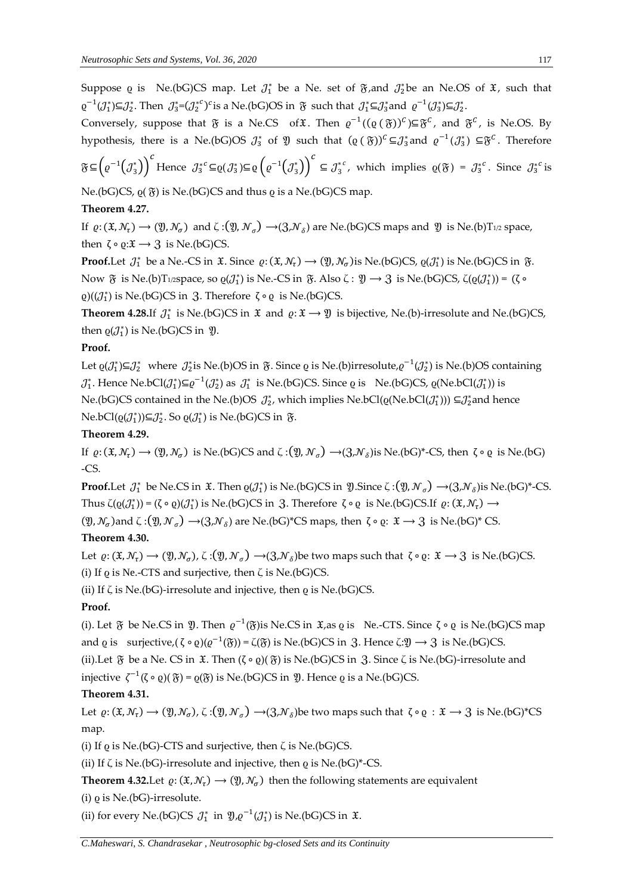Suppose $\varrho$ is Ne.(bG)CS map. Let $\mathcal{J}_1^*$ be a Ne. set of $\mathfrak{F}$,and $\mathcal{J}_2^*$be an Ne.OS of $\mathfrak{X}$, such that $\varrho^{-1}(\mathcal{J}_1^*)\subseteq\mathcal{J}_2^*$. Then $\mathcal{J}_3^*$=$({\mathcal{J}_2^*}^c)^c$is a Ne.(bG)OS in $\mathfrak{F}$ such that $\mathcal{J}_1^*\subseteq\mathcal{J}_3^*$and $\varrho^{-1}(\mathcal{J}_3^*)\subseteq\mathcal{J}_2^*$.

Conversely, suppose that $\mathfrak{F}$ is a Ne.CS of$\mathfrak{X}$. Then $\varrho^{-1}((\varrho(\mathfrak{F}))^c)\subseteq\mathfrak{F}^c$, and $\mathfrak{F}^c$, is Ne.OS. By hypothesis, there is a Ne.(bG)OS $\mathcal{J}_3^*$ of $\mathfrak{Y}$ such that $(\varrho(\mathfrak{F}))^c\subseteq\mathcal{J}_3^*$and $\varrho^{-1}(\mathcal{J}_3^*)\subseteq\mathfrak{F}^c$. Therefore $\mathfrak{F}\subseteq\left(\varrho^{-1}\left(\mathcal{J}_3^*\right)\right)^c$ Hence ${\mathcal{J}_3^*}^c\subseteq\varrho(\mathcal{J}_3^*)\subseteq\varrho\left(\varrho^{-1}\left(\mathcal{J}_3^*\right)\right)^c\subseteq{\mathcal{J}_3^*}^c$, which implies $\varrho(\mathfrak{F})={\mathcal{J}_3^*}^c$. Since ${\mathcal{J}_3^*}^c$ is Ne.(bG)CS, $\varrho(\mathfrak{F})$ is Ne.(bG)CS and thus $\varrho$ is a Ne.(bG)CS map.

**Theorem 4.27.**

If $\varrho:(\mathfrak{X},\mathcal{N}_\tau)\rightarrow(\mathfrak{Y},\mathcal{N}_\sigma)$ and $\zeta:(\mathfrak{Y},\mathcal{N}_\sigma)\rightarrow(\mathfrak{Z},\mathcal{N}_\delta)$ are Ne.(bG)CS maps and $\mathfrak{Y}$ is Ne.(b)$T_{1/2}$ space, then $\zeta\circ\varrho:\mathfrak{X}\rightarrow\mathfrak{Z}$ is Ne.(bG)CS.

**Proof.**Let $\mathcal{J}_1^*$ be a Ne.-CS in $\mathfrak{X}$. Since $\varrho:(\mathfrak{X},\mathcal{N}_\tau)\rightarrow(\mathfrak{Y},\mathcal{N}_\sigma)$is Ne.(bG)CS, $\varrho(\mathcal{J}_1^*)$ is Ne.(bG)CS in $\mathfrak{F}$. Now $\mathfrak{F}$ is Ne.(b)$T_{1/2}$space, so $\varrho(\mathcal{J}_1^*)$ is Ne.-CS in $\mathfrak{F}$. Also $\zeta:\mathfrak{Y}\rightarrow\mathfrak{Z}$ is Ne.(bG)CS, $\zeta(\varrho(\mathcal{J}_1^*))=(\zeta\circ\varrho)((\mathcal{J}_1^*)$ is Ne.(bG)CS in $\mathfrak{Z}$. Therefore $\zeta\circ\varrho$ is Ne.(bG)CS.

**Theorem 4.28.**If $\mathcal{J}_1^*$ is Ne.(bG)CS in $\mathfrak{X}$ and $\varrho:\mathfrak{X}\rightarrow\mathfrak{Y}$ is bijective, Ne.(b)-irresolute and Ne.(bG)CS, then $\varrho(\mathcal{J}_1^*)$ is Ne.(bG)CS in $\mathfrak{Y}$.

**Proof.**

Let $\varrho(\mathcal{J}_1^*)\subseteq\mathcal{J}_2^*$ where $\mathcal{J}_2^*$is Ne.(b)OS in $\mathfrak{F}$. Since $\varrho$ is Ne.(b)irresolute,$\varrho^{-1}(\mathcal{J}_2^*)$ is Ne.(b)OS containing $\mathcal{J}_1^*$. Hence Ne.bCl$(\mathcal{J}_1^*)\subseteq\varrho^{-1}(\mathcal{J}_2^*)$ as $\mathcal{J}_1^*$ is Ne.(bG)CS. Since $\varrho$ is Ne.(bG)CS, $\varrho$(Ne.bCl$(\mathcal{J}_1^*)$) is Ne.(bG)CS contained in the Ne.(b)OS $\mathcal{J}_2^*$, which implies Ne.bCl($\varrho$(Ne.bCl$(\mathcal{J}_1^*)$)) $\subseteq\mathcal{J}_2^*$and hence Ne.bCl$(\varrho(\mathcal{J}_1^*))\subseteq\mathcal{J}_2^*$. So $\varrho(\mathcal{J}_1^*)$ is Ne.(bG)CS in $\mathfrak{F}$.

**Theorem 4.29.**

If $\varrho:(\mathfrak{X},\mathcal{N}_\tau)\rightarrow(\mathfrak{Y},\mathcal{N}_\sigma)$ is Ne.(bG)CS and $\zeta:(\mathfrak{Y},\mathcal{N}_\sigma)\rightarrow(\mathfrak{Z},\mathcal{N}_\delta)$is Ne.(bG)*-CS, then $\zeta\circ\varrho$ is Ne.(bG) -CS.

**Proof.**Let $\mathcal{J}_1^*$ be Ne.CS in $\mathfrak{X}$. Then $\varrho(\mathcal{J}_1^*)$ is Ne.(bG)CS in $\mathfrak{Y}$.Since $\zeta:(\mathfrak{Y},\mathcal{N}_\sigma)\rightarrow(\mathfrak{Z},\mathcal{N}_\delta)$is Ne.(bG)*-CS. Thus $\zeta(\varrho(\mathcal{J}_1^*))=(\zeta\circ\varrho)(\mathcal{J}_1^*)$ is Ne.(bG)CS in $\mathfrak{Z}$. Therefore $\zeta\circ\varrho$ is Ne.(bG)CS.If $\varrho:(\mathfrak{X},\mathcal{N}_\tau)\rightarrow(\mathfrak{Y},\mathcal{N}_\sigma)$and $\zeta:(\mathfrak{Y},\mathcal{N}_\sigma)\rightarrow(\mathfrak{Z},\mathcal{N}_\delta)$ are Ne.(bG)*CS maps, then $\zeta\circ\varrho:\mathfrak{X}\rightarrow\mathfrak{Z}$ is Ne.(bG)* CS.

**Theorem 4.30.**

Let $\varrho:(\mathfrak{X},\mathcal{N}_\tau)\rightarrow(\mathfrak{Y},\mathcal{N}_\sigma)$, $\zeta:(\mathfrak{Y},\mathcal{N}_\sigma)\rightarrow(\mathfrak{Z},\mathcal{N}_\delta)$be two maps such that $\zeta\circ\varrho:\mathfrak{X}\rightarrow\mathfrak{Z}$ is Ne.(bG)CS.

(i) If $\varrho$ is Ne.-CTS and surjective, then $\zeta$ is Ne.(bG)CS.

(ii) If $\zeta$ is Ne.(bG)-irresolute and injective, then $\varrho$ is Ne.(bG)CS.

**Proof.**

(i). Let $\mathfrak{F}$ be Ne.CS in $\mathfrak{Y}$. Then $\varrho^{-1}(\mathfrak{F})$is Ne.CS in $\mathfrak{X}$,as $\varrho$ is Ne.-CTS. Since $\zeta\circ\varrho$ is Ne.(bG)CS map and $\varrho$ is surjective,$(\zeta\circ\varrho)(\varrho^{-1}(\mathfrak{F}))=\zeta(\mathfrak{F})$ is Ne.(bG)CS in $\mathfrak{Z}$. Hence $\zeta$:$\mathfrak{Y}\rightarrow\mathfrak{Z}$ is Ne.(bG)CS.

(ii).Let $\mathfrak{F}$ be a Ne. CS in $\mathfrak{X}$. Then $(\zeta\circ\varrho)(\mathfrak{F})$ is Ne.(bG)CS in $\mathfrak{Z}$. Since $\zeta$ is Ne.(bG)-irresolute and injective $\zeta^{-1}(\zeta\circ\varrho)(\mathfrak{F})=\varrho(\mathfrak{F})$ is Ne.(bG)CS in $\mathfrak{Y}$. Hence $\varrho$ is a Ne.(bG)CS.

**Theorem 4.31.**

Let $\varrho:(\mathfrak{X},\mathcal{N}_\tau)\rightarrow(\mathfrak{Y},\mathcal{N}_\sigma)$, $\zeta:(\mathfrak{Y},\mathcal{N}_\sigma)\rightarrow(\mathfrak{Z},\mathcal{N}_\delta)$be two maps such that $\zeta\circ\varrho:\mathfrak{X}\rightarrow\mathfrak{Z}$ is Ne.(bG)*CS map.

(i) If $\varrho$ is Ne.(bG)-CTS and surjective, then $\zeta$ is Ne.(bG)CS.

(ii) If $\zeta$ is Ne.(bG)-irresolute and injective, then $\varrho$ is Ne.(bG)*-CS.

**Theorem 4.32.**Let $\varrho:(\mathfrak{X},\mathcal{N}_\tau)\rightarrow(\mathfrak{Y},\mathcal{N}_\sigma)$ then the following statements are equivalent

(i) $\varrho$ is Ne.(bG)-irresolute.

(ii) for every Ne.(bG)CS $\mathcal{J}_1^*$ in $\mathfrak{Y}$,$\varrho^{-1}(\mathcal{J}_1^*)$ is Ne.(bG)CS in $\mathfrak{X}$.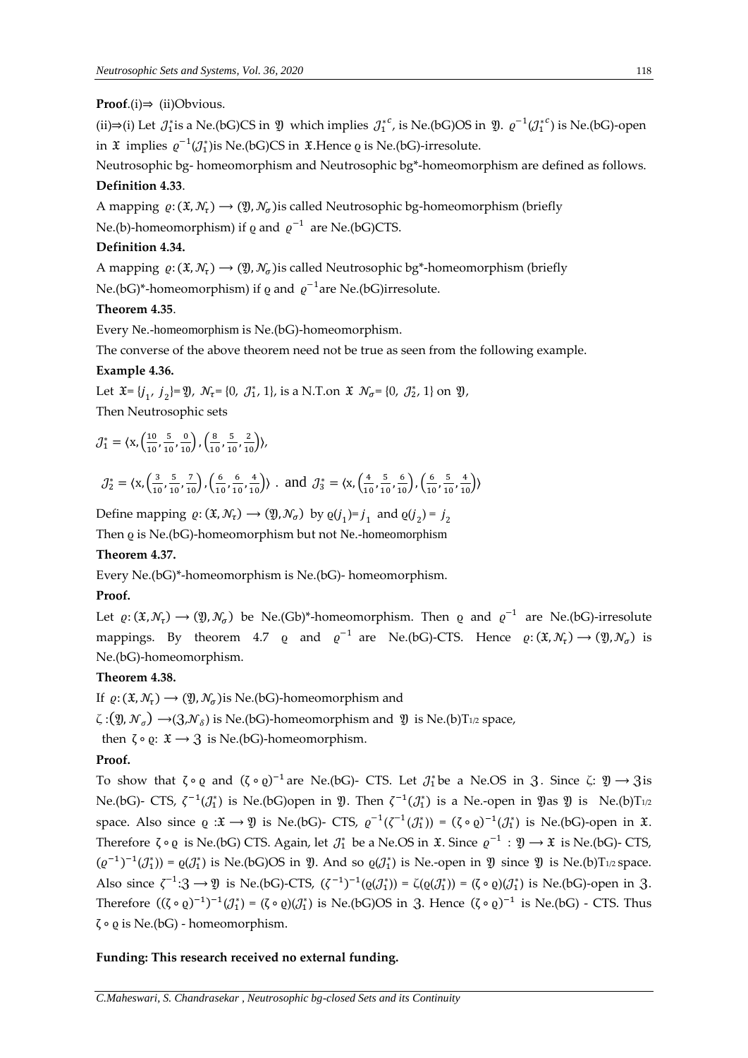**Proof**.(i)⇒ (ii)Obvious.

(ii)⇒(i) Let $\mathcal{J}_1^*$is a Ne.(bG)CS in $\mathfrak{Y}$ which implies $\mathcal{J}_1^{*c}$, is Ne.(bG)OS in $\mathfrak{Y}$. $\varrho^{-1}(\mathcal{J}_1^{*c})$ is Ne.(bG)-open in $\mathfrak{X}$ implies $\varrho^{-1}(\mathcal{J}_1^*)$is Ne.(bG)CS in $\mathfrak{X}$.Hence ϱ is Ne.(bG)-irresolute.

Neutrosophic bg- homeomorphism and Neutrosophic bg*-homeomorphism are defined as follows.

**Definition 4.33**.

A mapping $\varrho: (\mathfrak{X}, \mathcal{N}_\tau) \longrightarrow (\mathfrak{Y}, \mathcal{N}_\sigma)$is called Neutrosophic bg-homeomorphism (briefly Ne.(b)-homeomorphism) if ϱ and $\varrho^{-1}$ are Ne.(bG)CTS.

**Definition 4.34.**

A mapping $\varrho: (\mathfrak{X}, \mathcal{N}_\tau) \longrightarrow (\mathfrak{Y}, \mathcal{N}_\sigma)$is called Neutrosophic bg*-homeomorphism (briefly Ne.(bG)*-homeomorphism) if ϱ and $\varrho^{-1}$are Ne.(bG)irresolute.

**Theorem 4.35**.

Every Ne.-homeomorphism is Ne.(bG)-homeomorphism.

The converse of the above theorem need not be true as seen from the following example.

**Example 4.36.**

Let $\mathfrak{X}$= {$j_1$, $j_2$}=$\mathfrak{Y}$, $\mathcal{N}_\tau$= {0, $\mathcal{J}_1^*$, 1}, is a N.T.on $\mathfrak{X}$ $\mathcal{N}_\sigma$= {0, $\mathcal{J}_2^*$, 1} on $\mathfrak{Y}$,

Then Neutrosophic sets

$\mathcal{J}_1^* = \langle x, \left(\frac{10}{10}, \frac{5}{10}, \frac{0}{10}\right), \left(\frac{8}{10}, \frac{5}{10}, \frac{2}{10}\right)\rangle$,

$\mathcal{J}_2^* = \langle x, \left(\frac{3}{10}, \frac{5}{10}, \frac{7}{10}\right), \left(\frac{6}{10}, \frac{6}{10}, \frac{4}{10}\right)\rangle$ . and $\mathcal{J}_3^* = \langle x, \left(\frac{4}{10}, \frac{5}{10}, \frac{6}{10}\right), \left(\frac{6}{10}, \frac{5}{10}, \frac{4}{10}\right)\rangle$

Define mapping $\varrho: (\mathfrak{X}, \mathcal{N}_\tau) \longrightarrow (\mathfrak{Y}, \mathcal{N}_\sigma)$ by $\varrho(j_1)= j_1$ and $\varrho(j_2) = j_2$

Then ϱ is Ne.(bG)-homeomorphism but not Ne.-homeomorphism

**Theorem 4.37.**

Every Ne.(bG)*-homeomorphism is Ne.(bG)- homeomorphism.

**Proof.**

Let $\varrho: (\mathfrak{X}, \mathcal{N}_\tau) \longrightarrow (\mathfrak{Y}, \mathcal{N}_\sigma)$ be Ne.(Gb)*-homeomorphism. Then ϱ and $\varrho^{-1}$ are Ne.(bG)-irresolute mappings. By theorem 4.7 ϱ and $\varrho^{-1}$ are Ne.(bG)-CTS. Hence $\varrho: (\mathfrak{X}, \mathcal{N}_\tau) \longrightarrow (\mathfrak{Y}, \mathcal{N}_\sigma)$ is Ne.(bG)-homeomorphism.

**Theorem 4.38.**

If $\varrho: (\mathfrak{X}, \mathcal{N}_\tau) \longrightarrow (\mathfrak{Y}, \mathcal{N}_\sigma)$is Ne.(bG)-homeomorphism and

$\zeta : (\mathfrak{Y}, \mathcal{N}_\sigma) \longrightarrow (\mathfrak{Z}, \mathcal{N}_\delta)$ is Ne.(bG)-homeomorphism and $\mathfrak{Y}$ is Ne.(b)$T_{1/2}$ space,

then $\zeta \circ \varrho$: $\mathfrak{X} \longrightarrow \mathfrak{Z}$ is Ne.(bG)-homeomorphism.

**Proof.**

To show that $\zeta \circ \varrho$ and $(\zeta \circ \varrho)^{-1}$are Ne.(bG)- CTS. Let $\mathcal{J}_1^*$be a Ne.OS in $\mathfrak{Z}$. Since $\zeta$: $\mathfrak{Y} \longrightarrow \mathfrak{Z}$is Ne.(bG)- CTS, $\zeta^{-1}(\mathcal{J}_1^*)$ is Ne.(bG)open in $\mathfrak{Y}$. Then $\zeta^{-1}(\mathcal{J}_1^*)$ is a Ne.-open in $\mathfrak{Y}$as $\mathfrak{Y}$ is Ne.(b)$T_{1/2}$ space. Also since ϱ :$\mathfrak{X} \longrightarrow \mathfrak{Y}$ is Ne.(bG)- CTS, $\varrho^{-1}(\zeta^{-1}(\mathcal{J}_1^*))$ = $(\zeta \circ \varrho)^{-1}(\mathcal{J}_1^*)$ is Ne.(bG)-open in $\mathfrak{X}$. Therefore $\zeta \circ \varrho$ is Ne.(bG) CTS. Again, let $\mathcal{J}_1^*$ be a Ne.OS in $\mathfrak{X}$. Since $\varrho^{-1}$ : $\mathfrak{Y} \longrightarrow \mathfrak{X}$ is Ne.(bG)- CTS, $(\varrho^{-1})^{-1}(\mathcal{J}_1^*))$ = $\varrho(\mathcal{J}_1^*)$ is Ne.(bG)OS in $\mathfrak{Y}$. And so $\varrho(\mathcal{J}_1^*)$ is Ne.-open in $\mathfrak{Y}$ since $\mathfrak{Y}$ is Ne.(b)$T_{1/2}$ space. Also since $\zeta^{-1}$:$\mathfrak{Z} \longrightarrow \mathfrak{Y}$ is Ne.(bG)-CTS, $(\zeta^{-1})^{-1}(\varrho(\mathcal{J}_1^*))$ = $\zeta(\varrho(\mathcal{J}_1^*))$ = $(\zeta \circ \varrho)(\mathcal{J}_1^*)$ is Ne.(bG)-open in $\mathfrak{Z}$. Therefore $((\zeta \circ \varrho)^{-1})^{-1}(\mathcal{J}_1^*)$ = $(\zeta \circ \varrho)(\mathcal{J}_1^*)$ is Ne.(bG)OS in $\mathfrak{Z}$. Hence $(\zeta \circ \varrho)^{-1}$ is Ne.(bG) - CTS. Thus $\zeta \circ \varrho$ is Ne.(bG) - homeomorphism.

**Funding: This research received no external funding.**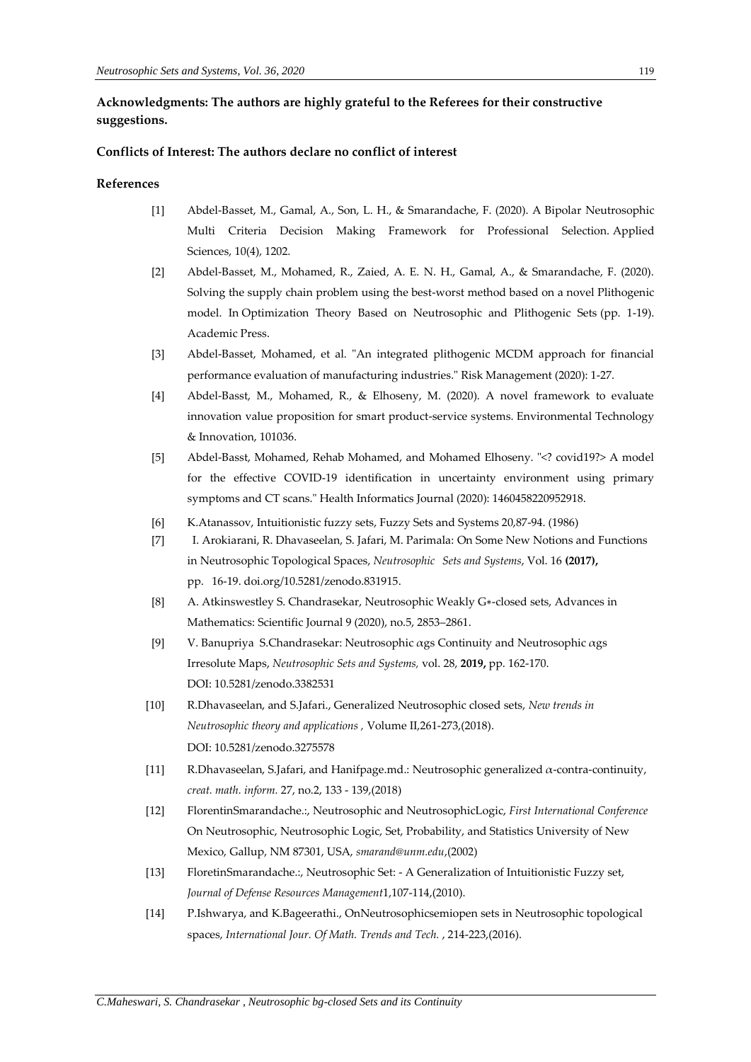**Acknowledgments: The authors are highly grateful to the Referees for their constructive suggestions.**

**Conflicts of Interest: The authors declare no conflict of interest**

**References**

[1] Abdel-Basset, M., Gamal, A., Son, L. H., & Smarandache, F. (2020). A Bipolar Neutrosophic Multi Criteria Decision Making Framework for Professional Selection. Applied Sciences, 10(4), 1202.

[2] Abdel-Basset, M., Mohamed, R., Zaied, A. E. N. H., Gamal, A., & Smarandache, F. (2020). Solving the supply chain problem using the best-worst method based on a novel Plithogenic model. In Optimization Theory Based on Neutrosophic and Plithogenic Sets (pp. 1-19). Academic Press.

[3] Abdel-Basset, Mohamed, et al. "An integrated plithogenic MCDM approach for financial performance evaluation of manufacturing industries." Risk Management (2020): 1-27.

[4] Abdel-Basst, M., Mohamed, R., & Elhoseny, M. (2020). A novel framework to evaluate innovation value proposition for smart product-service systems. Environmental Technology & Innovation, 101036.

[5] Abdel-Basst, Mohamed, Rehab Mohamed, and Mohamed Elhoseny. "<? covid19?> A model for the effective COVID-19 identification in uncertainty environment using primary symptoms and CT scans." Health Informatics Journal (2020): 1460458220952918.

[6] K.Atanassov, Intuitionistic fuzzy sets, Fuzzy Sets and Systems 20,87-94. (1986)

[7] I. Arokiarani, R. Dhavaseelan, S. Jafari, M. Parimala: On Some New Notions and Functions in Neutrosophic Topological Spaces, *Neutrosophic Sets and Systems*, Vol. 16 **(2017),** pp. 16-19. doi.org/10.5281/zenodo.831915.

[8] A. Atkinswestley S. Chandrasekar, Neutrosophic Weakly G∗-closed sets, Advances in Mathematics: Scientific Journal 9 (2020), no.5, 2853–2861.

[9] V. Banupriya S.Chandrasekar: Neutrosophic $\alpha$gs Continuity and Neutrosophic $\alpha$gs Irresolute Maps, *Neutrosophic Sets and Systems,* vol. 28, **2019,** pp. 162-170. DOI: 10.5281/zenodo.3382531

[10] R.Dhavaseelan, and S.Jafari., Generalized Neutrosophic closed sets, *New trends in Neutrosophic theory and applications ,* Volume II,261-273,(2018). DOI: 10.5281/zenodo.3275578

[11] R.Dhavaseelan, S.Jafari, and Hanifpage.md.: Neutrosophic generalized $\alpha$-contra-continuity, *creat. math. inform.* 27, no.2, 133 - 139,(2018)

[12] FlorentinSmarandache.:, Neutrosophic and NeutrosophicLogic, *First International Conference* On Neutrosophic, Neutrosophic Logic, Set, Probability, and Statistics University of New Mexico, Gallup, NM 87301, USA, *smarand@unm.edu*,(2002)

[13] FloretinSmarandache.:, Neutrosophic Set: - A Generalization of Intuitionistic Fuzzy set, *Journal of Defense Resources Management*1,107-114,(2010).

[14] P.Ishwarya, and K.Bageerathi., OnNeutrosophicsemiopen sets in Neutrosophic topological spaces, *International Jour. Of Math. Trends and Tech.* , 214-223,(2016).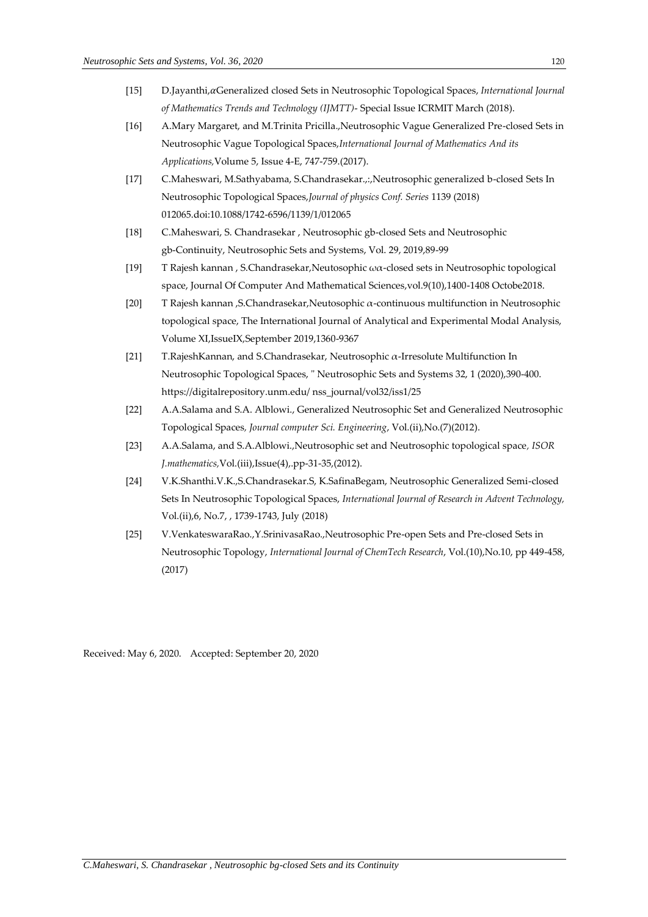[15] D.Jayanthi,$\alpha$Generalized closed Sets in Neutrosophic Topological Spaces, *International Journal of Mathematics Trends and Technology (IJMTT)*- Special Issue ICRMIT March (2018).

[16] A.Mary Margaret, and M.Trinita Pricilla.,Neutrosophic Vague Generalized Pre-closed Sets in Neutrosophic Vague Topological Spaces,*International Journal of Mathematics And its Applications,*Volume 5, Issue 4-E, 747-759.(2017).

[17] C.Maheswari, M.Sathyabama, S.Chandrasekar.,:,Neutrosophic generalized b-closed Sets In Neutrosophic Topological Spaces,*Journal of physics Conf. Series* 1139 (2018) 012065.doi:10.1088/1742-6596/1139/1/012065

[18] C.Maheswari, S. Chandrasekar , Neutrosophic gb-closed Sets and Neutrosophic gb-Continuity, Neutrosophic Sets and Systems, Vol. 29, 2019,89-99

[19] T Rajesh kannan , S.Chandrasekar,Neutosophic $\omega\alpha$-closed sets in Neutrosophic topological space, Journal Of Computer And Mathematical Sciences,vol.9(10),1400-1408 Octobe2018.

[20] T Rajesh kannan ,S.Chandrasekar,Neutosophic $\alpha$-continuous multifunction in Neutrosophic topological space, The International Journal of Analytical and Experimental Modal Analysis, Volume XI,IssueIX,September 2019,1360-9367

[21] T.RajeshKannan, and S.Chandrasekar, Neutrosophic $\alpha$-Irresolute Multifunction In Neutrosophic Topological Spaces, " Neutrosophic Sets and Systems 32, 1 (2020),390-400. https://digitalrepository.unm.edu/ nss_journal/vol32/iss1/25

[22] A.A.Salama and S.A. Alblowi., Generalized Neutrosophic Set and Generalized Neutrosophic Topological Spaces, *Journal computer Sci. Engineering*, Vol.(ii),No.(7)(2012).

[23] A.A.Salama, and S.A.Alblowi.,Neutrosophic set and Neutrosophic topological space, *ISOR J.mathematics,*Vol.(iii),Issue(4),.pp-31-35,(2012).

[24] V.K.Shanthi.V.K.,S.Chandrasekar.S, K.SafinaBegam, Neutrosophic Generalized Semi-closed Sets In Neutrosophic Topological Spaces, *International Journal of Research in Advent Technology*, Vol.(ii),6, No.7, , 1739-1743, July (2018)

[25] V.VenkateswaraRao.,Y.SrinivasaRao.,Neutrosophic Pre-open Sets and Pre-closed Sets in Neutrosophic Topology, *International Journal of ChemTech Research*, Vol.(10),No.10, pp 449-458, (2017)

Received: May 6, 2020. Accepted: September 20, 2020